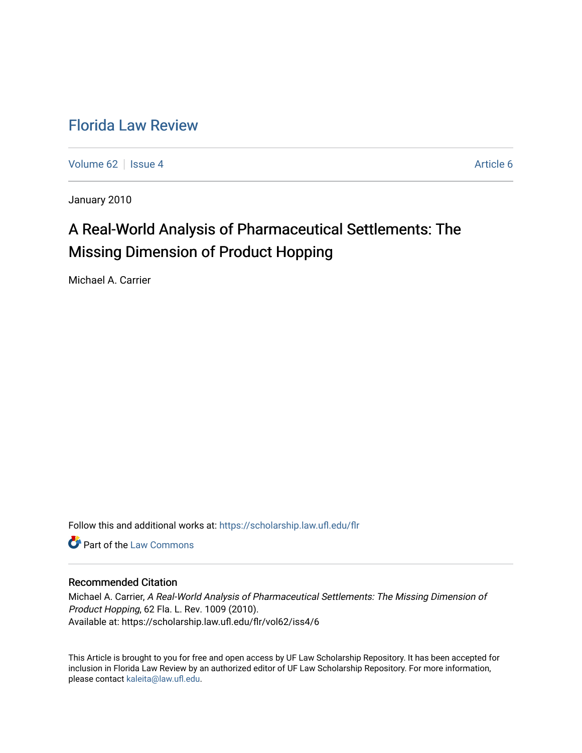# Florida Law Review

Volume 62 | Issue 4 | Article 6

January 2010

## A Real-World Analysis of Pharmaceutical Settlements: The Missing Dimension of Product Hopping

Michael A. Carrier

Follow this and additional works at: https://scholarship.law.ufl.edu/flr

Part of the Law Commons

### Recommended Citation

Michael A. Carrier, *A Real-World Analysis of Pharmaceutical Settlements: The Missing Dimension of Product Hopping*, 62 Fla. L. Rev. 1009 (2010).
Available at: https://scholarship.law.ufl.edu/flr/vol62/iss4/6

This Article is brought to you for free and open access by UF Law Scholarship Repository. It has been accepted for inclusion in Florida Law Review by an authorized editor of UF Law Scholarship Repository. For more information, please contact kaleita@law.ufl.edu.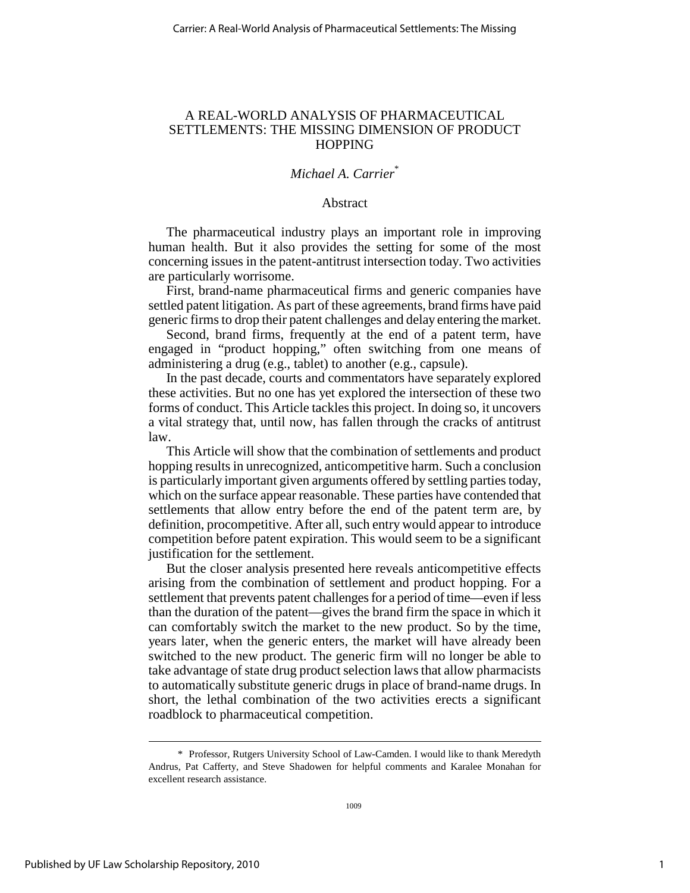# A REAL-WORLD ANALYSIS OF PHARMACEUTICAL SETTLEMENTS: THE MISSING DIMENSION OF PRODUCT HOPPING

*Michael A. Carrier*[*]

## Abstract

The pharmaceutical industry plays an important role in improving human health. But it also provides the setting for some of the most concerning issues in the patent-antitrust intersection today. Two activities are particularly worrisome.

First, brand-name pharmaceutical firms and generic companies have settled patent litigation. As part of these agreements, brand firms have paid generic firms to drop their patent challenges and delay entering the market.

Second, brand firms, frequently at the end of a patent term, have engaged in "product hopping," often switching from one means of administering a drug (e.g., tablet) to another (e.g., capsule).

In the past decade, courts and commentators have separately explored these activities. But no one has yet explored the intersection of these two forms of conduct. This Article tackles this project. In doing so, it uncovers a vital strategy that, until now, has fallen through the cracks of antitrust law.

This Article will show that the combination of settlements and product hopping results in unrecognized, anticompetitive harm. Such a conclusion is particularly important given arguments offered by settling parties today, which on the surface appear reasonable. These parties have contended that settlements that allow entry before the end of the patent term are, by definition, procompetitive. After all, such entry would appear to introduce competition before patent expiration. This would seem to be a significant justification for the settlement.

But the closer analysis presented here reveals anticompetitive effects arising from the combination of settlement and product hopping. For a settlement that prevents patent challenges for a period of time—even if less than the duration of the patent—gives the brand firm the space in which it can comfortably switch the market to the new product. So by the time, years later, when the generic enters, the market will have already been switched to the new product. The generic firm will no longer be able to take advantage of state drug product selection laws that allow pharmacists to automatically substitute generic drugs in place of brand-name drugs. In short, the lethal combination of the two activities erects a significant roadblock to pharmaceutical competition.

---

[*] Professor, Rutgers University School of Law-Camden. I would like to thank Meredyth Andrus, Pat Cafferty, and Steve Shadowen for helpful comments and Karalee Monahan for excellent research assistance.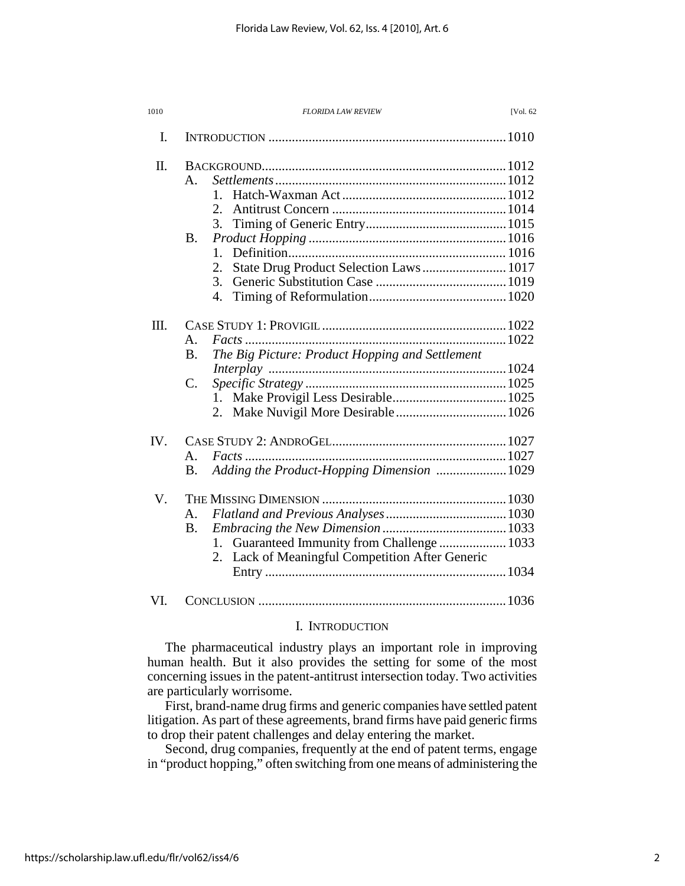I. INTRODUCTION .......................................................................1010

II. BACKGROUND........................................................................1012
  - A. *Settlements* ....................................................................1012
    - 1. Hatch-Waxman Act .................................................1012
    - 2. Antitrust Concern ....................................................1014
    - 3. Timing of Generic Entry..........................................1015
  - B. *Product Hopping* ..........................................................1016
    - 1. Definition................................................................ 1016
    - 2. State Drug Product Selection Laws .........................1017
    - 3. Generic Substitution Case .......................................1019
    - 4. Timing of Reformulation.........................................1020

III. CASE STUDY 1: PROVIGIL .......................................................1022
  - A. *Facts* .............................................................................1022
  - B. *The Big Picture: Product Hopping and Settlement Interplay* .......................................................................1024
  - C. *Specific Strategy* ............................................................1025
    - 1. Make Provigil Less Desirable..................................1025
    - 2. Make Nuvigil More Desirable .................................1026

IV. CASE STUDY 2: ANDROGEL....................................................1027
  - A. *Facts* .............................................................................1027
  - B. *Adding the Product-Hopping Dimension* .....................1029

V. THE MISSING DIMENSION .......................................................1030
  - A. *Flatland and Previous Analyses* ....................................1030
  - B. *Embracing the New Dimension* .....................................1033
    - 1. Guaranteed Immunity from Challenge ....................1033
    - 2. Lack of Meaningful Competition After Generic Entry .......................................................................1034

VI. CONCLUSION ..........................................................................1036

## I. INTRODUCTION

The pharmaceutical industry plays an important role in improving human health. But it also provides the setting for some of the most concerning issues in the patent-antitrust intersection today. Two activities are particularly worrisome.

First, brand-name drug firms and generic companies have settled patent litigation. As part of these agreements, brand firms have paid generic firms to drop their patent challenges and delay entering the market.

Second, drug companies, frequently at the end of patent terms, engage in "product hopping," often switching from one means of administering the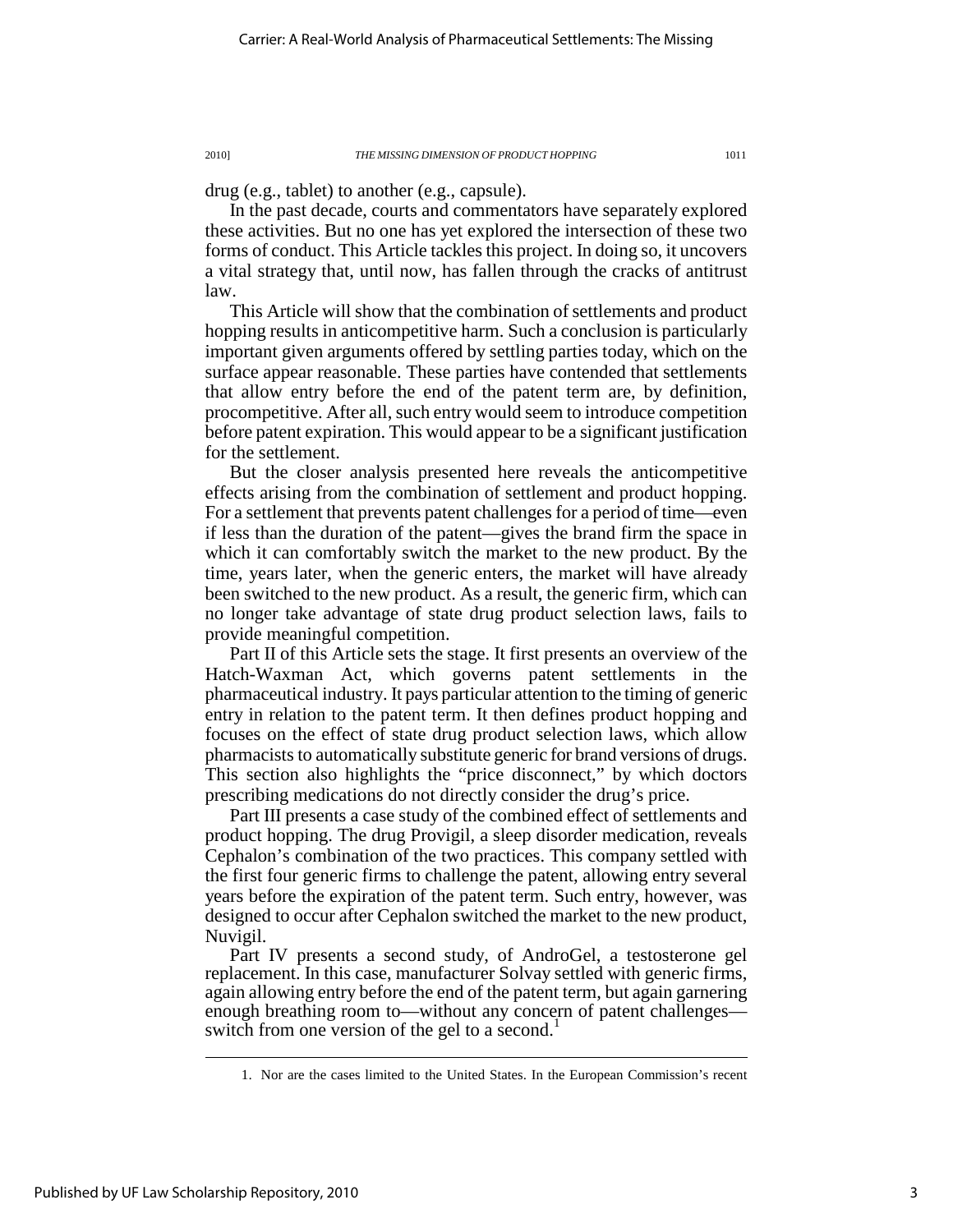drug (e.g., tablet) to another (e.g., capsule).

In the past decade, courts and commentators have separately explored these activities. But no one has yet explored the intersection of these two forms of conduct. This Article tackles this project. In doing so, it uncovers a vital strategy that, until now, has fallen through the cracks of antitrust law.

This Article will show that the combination of settlements and product hopping results in anticompetitive harm. Such a conclusion is particularly important given arguments offered by settling parties today, which on the surface appear reasonable. These parties have contended that settlements that allow entry before the end of the patent term are, by definition, procompetitive. After all, such entry would seem to introduce competition before patent expiration. This would appear to be a significant justification for the settlement.

But the closer analysis presented here reveals the anticompetitive effects arising from the combination of settlement and product hopping. For a settlement that prevents patent challenges for a period of time—even if less than the duration of the patent—gives the brand firm the space in which it can comfortably switch the market to the new product. By the time, years later, when the generic enters, the market will have already been switched to the new product. As a result, the generic firm, which can no longer take advantage of state drug product selection laws, fails to provide meaningful competition.

Part II of this Article sets the stage. It first presents an overview of the Hatch-Waxman Act, which governs patent settlements in the pharmaceutical industry. It pays particular attention to the timing of generic entry in relation to the patent term. It then defines product hopping and focuses on the effect of state drug product selection laws, which allow pharmacists to automatically substitute generic for brand versions of drugs. This section also highlights the "price disconnect," by which doctors prescribing medications do not directly consider the drug's price.

Part III presents a case study of the combined effect of settlements and product hopping. The drug Provigil, a sleep disorder medication, reveals Cephalon's combination of the two practices. This company settled with the first four generic firms to challenge the patent, allowing entry several years before the expiration of the patent term. Such entry, however, was designed to occur after Cephalon switched the market to the new product, Nuvigil.

Part IV presents a second study, of AndroGel, a testosterone gel replacement. In this case, manufacturer Solvay settled with generic firms, again allowing entry before the end of the patent term, but again garnering enough breathing room to—without any concern of patent challenges—switch from one version of the gel to a second.[1]

1. Nor are the cases limited to the United States. In the European Commission's recent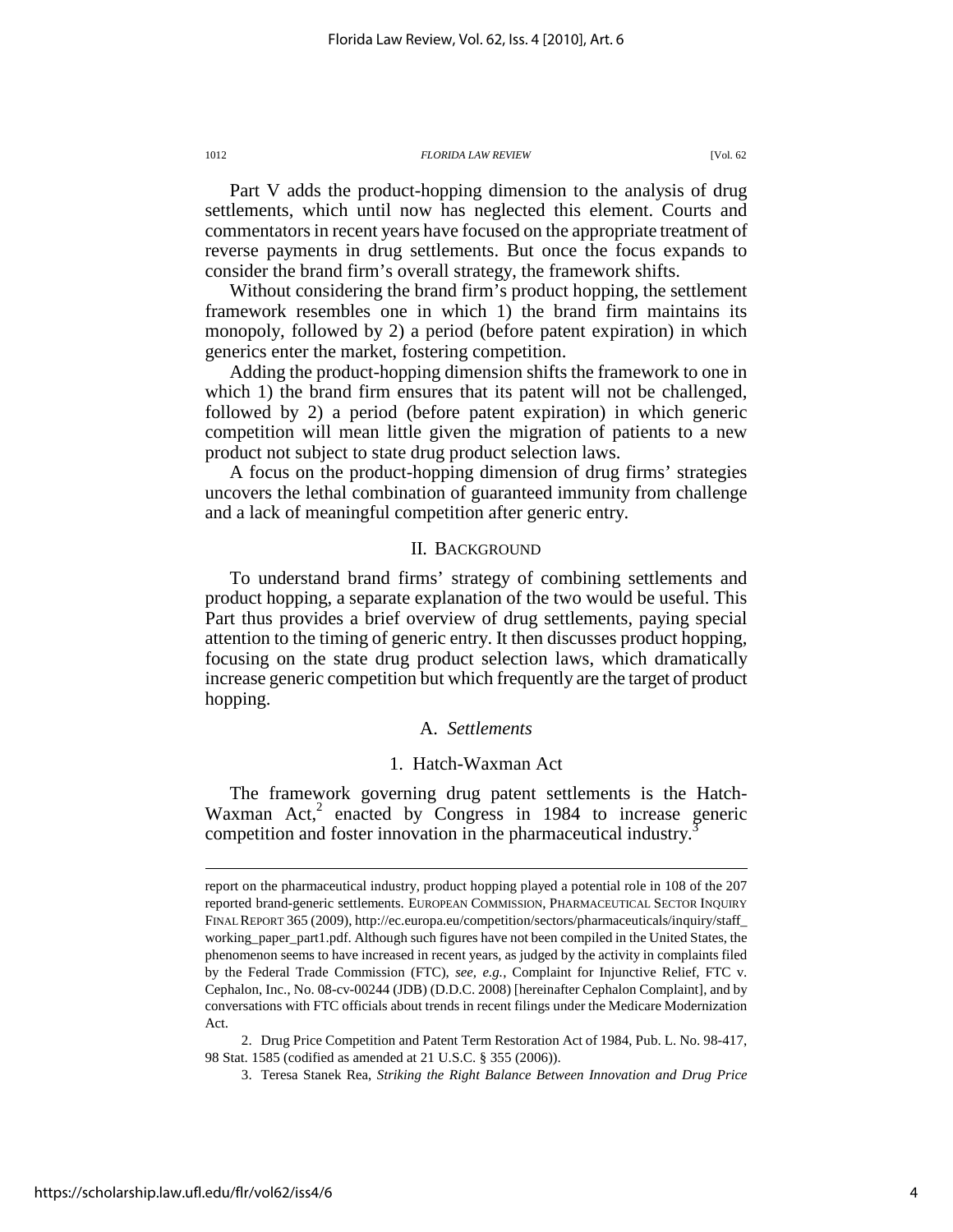Part V adds the product-hopping dimension to the analysis of drug settlements, which until now has neglected this element. Courts and commentators in recent years have focused on the appropriate treatment of reverse payments in drug settlements. But once the focus expands to consider the brand firm's overall strategy, the framework shifts.

Without considering the brand firm's product hopping, the settlement framework resembles one in which 1) the brand firm maintains its monopoly, followed by 2) a period (before patent expiration) in which generics enter the market, fostering competition.

Adding the product-hopping dimension shifts the framework to one in which 1) the brand firm ensures that its patent will not be challenged, followed by 2) a period (before patent expiration) in which generic competition will mean little given the migration of patients to a new product not subject to state drug product selection laws.

A focus on the product-hopping dimension of drug firms' strategies uncovers the lethal combination of guaranteed immunity from challenge and a lack of meaningful competition after generic entry.

## II. BACKGROUND

To understand brand firms' strategy of combining settlements and product hopping, a separate explanation of the two would be useful. This Part thus provides a brief overview of drug settlements, paying special attention to the timing of generic entry. It then discusses product hopping, focusing on the state drug product selection laws, which dramatically increase generic competition but which frequently are the target of product hopping.

### A. *Settlements*

#### 1. Hatch-Waxman Act

The framework governing drug patent settlements is the Hatch-Waxman Act,[2] enacted by Congress in 1984 to increase generic competition and foster innovation in the pharmaceutical industry.[3]

---

report on the pharmaceutical industry, product hopping played a potential role in 108 of the 207 reported brand-generic settlements. EUROPEAN COMMISSION, PHARMACEUTICAL SECTOR INQUIRY FINAL REPORT 365 (2009), http://ec.europa.eu/competition/sectors/pharmaceuticals/inquiry/staff_working_paper_part1.pdf. Although such figures have not been compiled in the United States, the phenomenon seems to have increased in recent years, as judged by the activity in complaints filed by the Federal Trade Commission (FTC), *see, e.g.*, Complaint for Injunctive Relief, FTC v. Cephalon, Inc., No. 08-cv-00244 (JDB) (D.D.C. 2008) [hereinafter Cephalon Complaint], and by conversations with FTC officials about trends in recent filings under the Medicare Modernization Act.

2. Drug Price Competition and Patent Term Restoration Act of 1984, Pub. L. No. 98-417, 98 Stat. 1585 (codified as amended at 21 U.S.C. § 355 (2006)).

3. Teresa Stanek Rea, *Striking the Right Balance Between Innovation and Drug Price*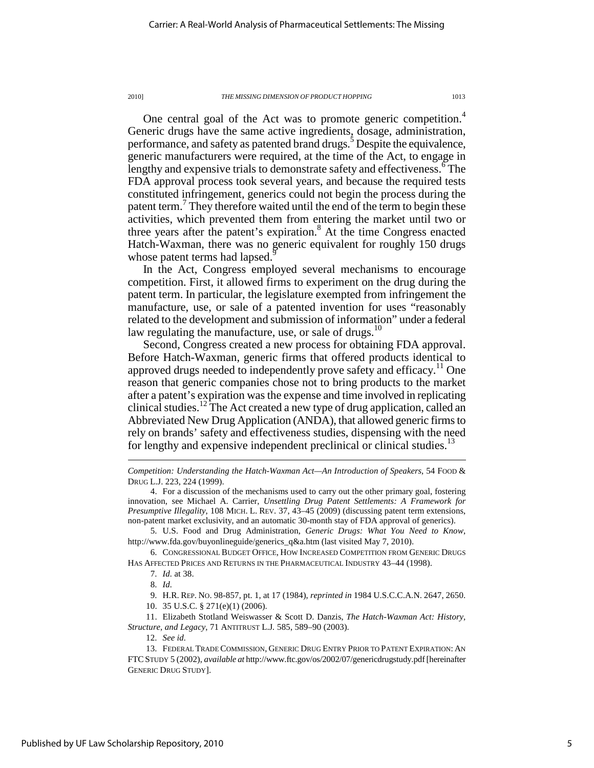One central goal of the Act was to promote generic competition.[4] Generic drugs have the same active ingredients, dosage, administration, performance, and safety as patented brand drugs.[5] Despite the equivalence, generic manufacturers were required, at the time of the Act, to engage in lengthy and expensive trials to demonstrate safety and effectiveness.[6] The FDA approval process took several years, and because the required tests constituted infringement, generics could not begin the process during the patent term.[7] They therefore waited until the end of the term to begin these activities, which prevented them from entering the market until two or three years after the patent's expiration.[8] At the time Congress enacted Hatch-Waxman, there was no generic equivalent for roughly 150 drugs whose patent terms had lapsed.[9]

In the Act, Congress employed several mechanisms to encourage competition. First, it allowed firms to experiment on the drug during the patent term. In particular, the legislature exempted from infringement the manufacture, use, or sale of a patented invention for uses "reasonably related to the development and submission of information" under a federal law regulating the manufacture, use, or sale of drugs.[10]

Second, Congress created a new process for obtaining FDA approval. Before Hatch-Waxman, generic firms that offered products identical to approved drugs needed to independently prove safety and efficacy.[11] One reason that generic companies chose not to bring products to the market after a patent's expiration was the expense and time involved in replicating clinical studies.[12] The Act created a new type of drug application, called an Abbreviated New Drug Application (ANDA), that allowed generic firms to rely on brands' safety and effectiveness studies, dispensing with the need for lengthy and expensive independent preclinical or clinical studies.[13]

---

*Competition: Understanding the Hatch-Waxman Act—An Introduction of Speakers*, 54 FOOD & DRUG L.J. 223, 224 (1999).

4. For a discussion of the mechanisms used to carry out the other primary goal, fostering innovation, see Michael A. Carrier, *Unsettling Drug Patent Settlements: A Framework for Presumptive Illegality*, 108 MICH. L. REV. 37, 43–45 (2009) (discussing patent term extensions, non-patent market exclusivity, and an automatic 30-month stay of FDA approval of generics).

5. U.S. Food and Drug Administration, *Generic Drugs: What You Need to Know*, http://www.fda.gov/buyonlineguide/generics_q&a.htm (last visited May 7, 2010).

6. CONGRESSIONAL BUDGET OFFICE, HOW INCREASED COMPETITION FROM GENERIC DRUGS HAS AFFECTED PRICES AND RETURNS IN THE PHARMACEUTICAL INDUSTRY 43–44 (1998).

7. *Id.* at 38.

8. *Id.*

9. H.R. REP. NO. 98-857, pt. 1, at 17 (1984), *reprinted in* 1984 U.S.C.C.A.N. 2647, 2650.

10. 35 U.S.C. § 271(e)(1) (2006).

11. Elizabeth Stotland Weiswasser & Scott D. Danzis, *The Hatch-Waxman Act: History, Structure, and Legacy*, 71 ANTITRUST L.J. 585, 589–90 (2003).

12. *See id.*

13. FEDERAL TRADE COMMISSION, GENERIC DRUG ENTRY PRIOR TO PATENT EXPIRATION: AN FTC STUDY 5 (2002), *available at* http://www.ftc.gov/os/2002/07/genericdrugstudy.pdf [hereinafter GENERIC DRUG STUDY].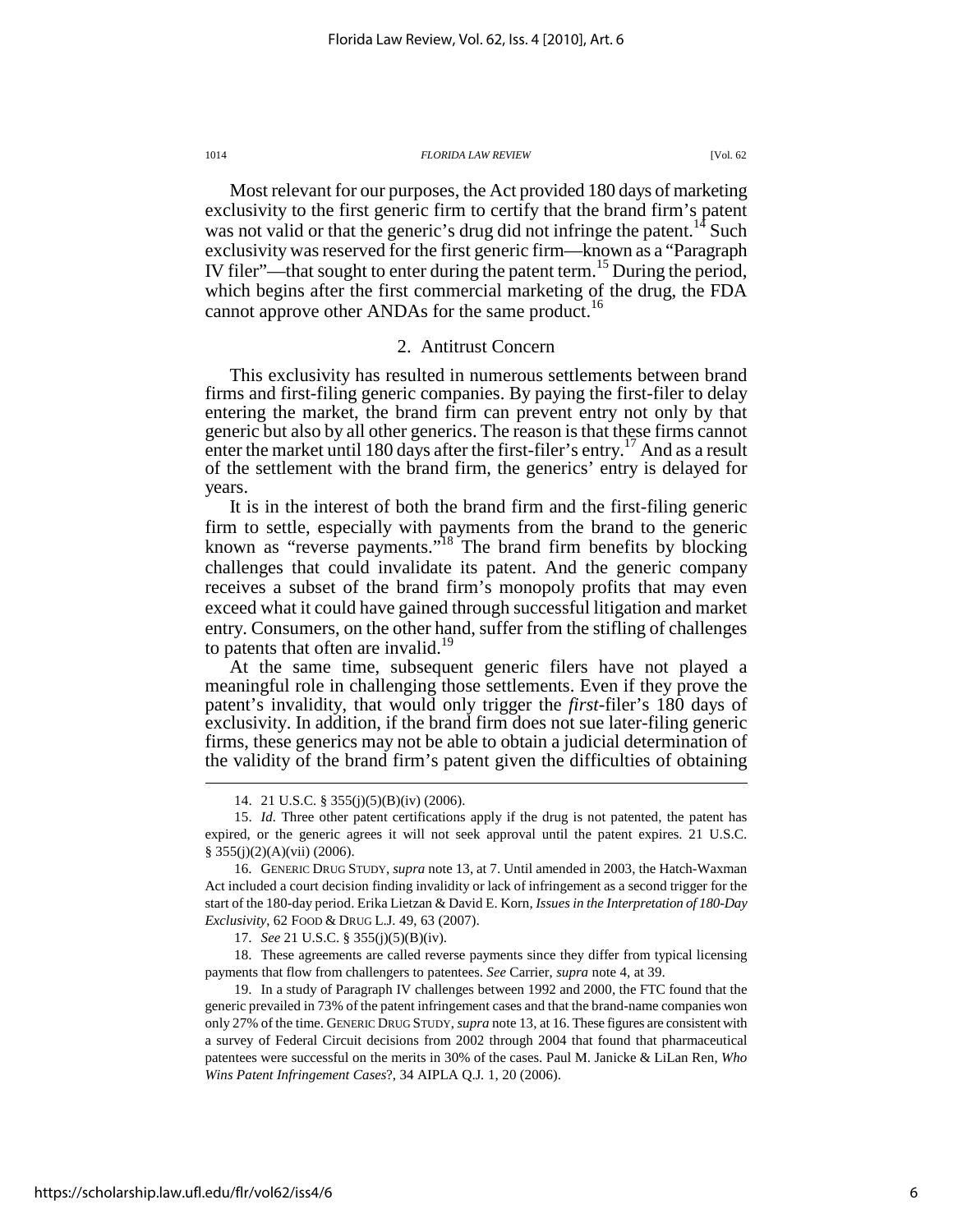Most relevant for our purposes, the Act provided 180 days of marketing exclusivity to the first generic firm to certify that the brand firm's patent was not valid or that the generic's drug did not infringe the patent.[14] Such exclusivity was reserved for the first generic firm—known as a "Paragraph IV filer"—that sought to enter during the patent term.[15] During the period, which begins after the first commercial marketing of the drug, the FDA cannot approve other ANDAs for the same product.[16]

## 2. Antitrust Concern

This exclusivity has resulted in numerous settlements between brand firms and first-filing generic companies. By paying the first-filer to delay entering the market, the brand firm can prevent entry not only by that generic but also by all other generics. The reason is that these firms cannot enter the market until 180 days after the first-filer's entry.[17] And as a result of the settlement with the brand firm, the generics' entry is delayed for years.

It is in the interest of both the brand firm and the first-filing generic firm to settle, especially with payments from the brand to the generic known as "reverse payments."[18] The brand firm benefits by blocking challenges that could invalidate its patent. And the generic company receives a subset of the brand firm's monopoly profits that may even exceed what it could have gained through successful litigation and market entry. Consumers, on the other hand, suffer from the stifling of challenges to patents that often are invalid.[19]

At the same time, subsequent generic filers have not played a meaningful role in challenging those settlements. Even if they prove the patent's invalidity, that would only trigger the *first*-filer's 180 days of exclusivity. In addition, if the brand firm does not sue later-filing generic firms, these generics may not be able to obtain a judicial determination of the validity of the brand firm's patent given the difficulties of obtaining

---

14. 21 U.S.C. § 355(j)(5)(B)(iv) (2006).

15. *Id.* Three other patent certifications apply if the drug is not patented, the patent has expired, or the generic agrees it will not seek approval until the patent expires. 21 U.S.C. § 355(j)(2)(A)(vii) (2006).

16. GENERIC DRUG STUDY, *supra* note 13, at 7. Until amended in 2003, the Hatch-Waxman Act included a court decision finding invalidity or lack of infringement as a second trigger for the start of the 180-day period. Erika Lietzan & David E. Korn, *Issues in the Interpretation of 180-Day Exclusivity*, 62 FOOD & DRUG L.J. 49, 63 (2007).

17. *See* 21 U.S.C. § 355(j)(5)(B)(iv).

18. These agreements are called reverse payments since they differ from typical licensing payments that flow from challengers to patentees. *See* Carrier, *supra* note 4, at 39.

19. In a study of Paragraph IV challenges between 1992 and 2000, the FTC found that the generic prevailed in 73% of the patent infringement cases and that the brand-name companies won only 27% of the time. GENERIC DRUG STUDY, *supra* note 13, at 16. These figures are consistent with a survey of Federal Circuit decisions from 2002 through 2004 that found that pharmaceutical patentees were successful on the merits in 30% of the cases. Paul M. Janicke & LiLan Ren, *Who Wins Patent Infringement Cases*?, 34 AIPLA Q.J. 1, 20 (2006).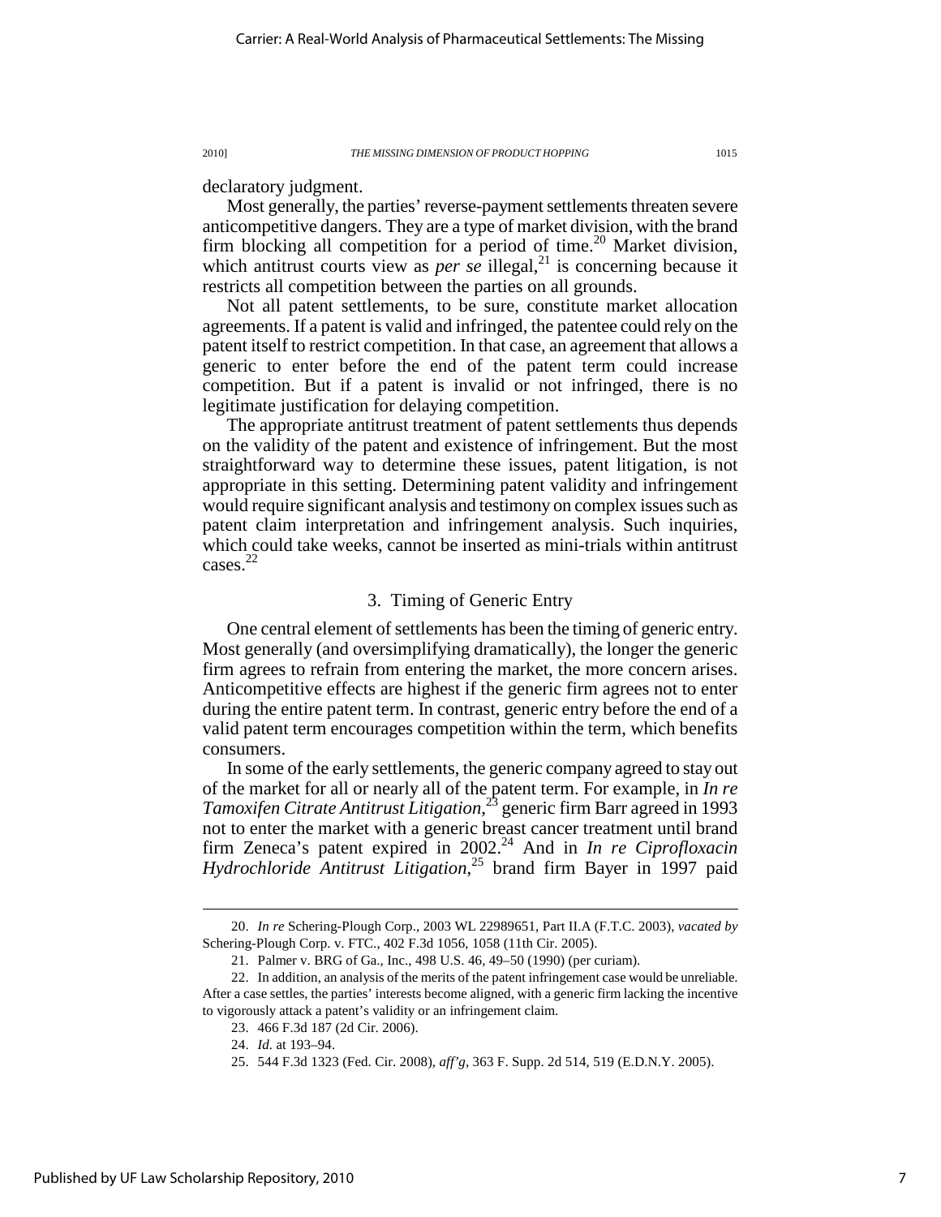declaratory judgment.

Most generally, the parties' reverse-payment settlements threaten severe anticompetitive dangers. They are a type of market division, with the brand firm blocking all competition for a period of time.[20] Market division, which antitrust courts view as *per se* illegal,[21] is concerning because it restricts all competition between the parties on all grounds.

Not all patent settlements, to be sure, constitute market allocation agreements. If a patent is valid and infringed, the patentee could rely on the patent itself to restrict competition. In that case, an agreement that allows a generic to enter before the end of the patent term could increase competition. But if a patent is invalid or not infringed, there is no legitimate justification for delaying competition.

The appropriate antitrust treatment of patent settlements thus depends on the validity of the patent and existence of infringement. But the most straightforward way to determine these issues, patent litigation, is not appropriate in this setting. Determining patent validity and infringement would require significant analysis and testimony on complex issues such as patent claim interpretation and infringement analysis. Such inquiries, which could take weeks, cannot be inserted as mini-trials within antitrust cases.[22]

### 3. Timing of Generic Entry

One central element of settlements has been the timing of generic entry. Most generally (and oversimplifying dramatically), the longer the generic firm agrees to refrain from entering the market, the more concern arises. Anticompetitive effects are highest if the generic firm agrees not to enter during the entire patent term. In contrast, generic entry before the end of a valid patent term encourages competition within the term, which benefits consumers.

In some of the early settlements, the generic company agreed to stay out of the market for all or nearly all of the patent term. For example, in *In re Tamoxifen Citrate Antitrust Litigation*,[23] generic firm Barr agreed in 1993 not to enter the market with a generic breast cancer treatment until brand firm Zeneca's patent expired in 2002.[24] And in *In re Ciprofloxacin Hydrochloride Antitrust Litigation*,[25] brand firm Bayer in 1997 paid

---

20. *In re* Schering-Plough Corp., 2003 WL 22989651, Part II.A (F.T.C. 2003), *vacated by* Schering-Plough Corp. v. FTC., 402 F.3d 1056, 1058 (11th Cir. 2005).

21. Palmer v. BRG of Ga., Inc., 498 U.S. 46, 49–50 (1990) (per curiam).

22. In addition, an analysis of the merits of the patent infringement case would be unreliable. After a case settles, the parties' interests become aligned, with a generic firm lacking the incentive to vigorously attack a patent's validity or an infringement claim.

23. 466 F.3d 187 (2d Cir. 2006).

24. *Id.* at 193–94.

25. 544 F.3d 1323 (Fed. Cir. 2008), *aff'g*, 363 F. Supp. 2d 514, 519 (E.D.N.Y. 2005).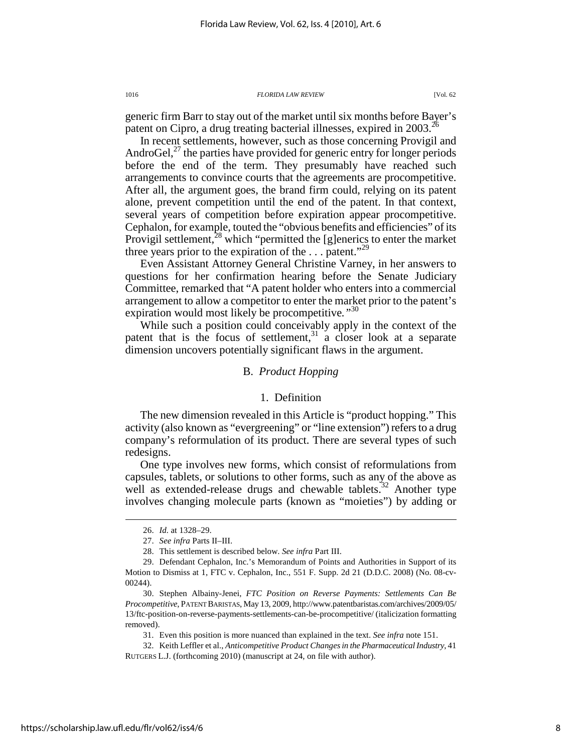generic firm Barr to stay out of the market until six months before Bayer's patent on Cipro, a drug treating bacterial illnesses, expired in 2003.[26]

In recent settlements, however, such as those concerning Provigil and AndroGel,[27] the parties have provided for generic entry for longer periods before the end of the term. They presumably have reached such arrangements to convince courts that the agreements are procompetitive. After all, the argument goes, the brand firm could, relying on its patent alone, prevent competition until the end of the patent. In that context, several years of competition before expiration appear procompetitive. Cephalon, for example, touted the "obvious benefits and efficiencies" of its Provigil settlement,[28] which "permitted the [g]enerics to enter the market three years prior to the expiration of the . . . patent."[29]

Even Assistant Attorney General Christine Varney, in her answers to questions for her confirmation hearing before the Senate Judiciary Committee, remarked that "A patent holder who enters into a commercial arrangement to allow a competitor to enter the market prior to the patent's expiration would most likely be procompetitive."[30]

While such a position could conceivably apply in the context of the patent that is the focus of settlement,[31] a closer look at a separate dimension uncovers potentially significant flaws in the argument.

## B. *Product Hopping*

### 1. Definition

The new dimension revealed in this Article is "product hopping." This activity (also known as "evergreening" or "line extension") refers to a drug company's reformulation of its product. There are several types of such redesigns.

One type involves new forms, which consist of reformulations from capsules, tablets, or solutions to other forms, such as any of the above as well as extended-release drugs and chewable tablets.[32] Another type involves changing molecule parts (known as "moieties") by adding or

---

26. *Id.* at 1328–29.

27. *See infra* Parts II–III.

28. This settlement is described below. *See infra* Part III.

29. Defendant Cephalon, Inc.'s Memorandum of Points and Authorities in Support of its Motion to Dismiss at 1, FTC v. Cephalon, Inc., 551 F. Supp. 2d 21 (D.D.C. 2008) (No. 08-cv-00244).

30. Stephen Albainy-Jenei, *FTC Position on Reverse Payments: Settlements Can Be Procompetitive*, PATENT BARISTAS, May 13, 2009, http://www.patentbaristas.com/archives/2009/05/13/ftc-position-on-reverse-payments-settlements-can-be-procompetitive/ (italicization formatting removed).

31. Even this position is more nuanced than explained in the text. *See infra* note 151.

32. Keith Leffler et al., *Anticompetitive Product Changes in the Pharmaceutical Industry*, 41 RUTGERS L.J. (forthcoming 2010) (manuscript at 24, on file with author).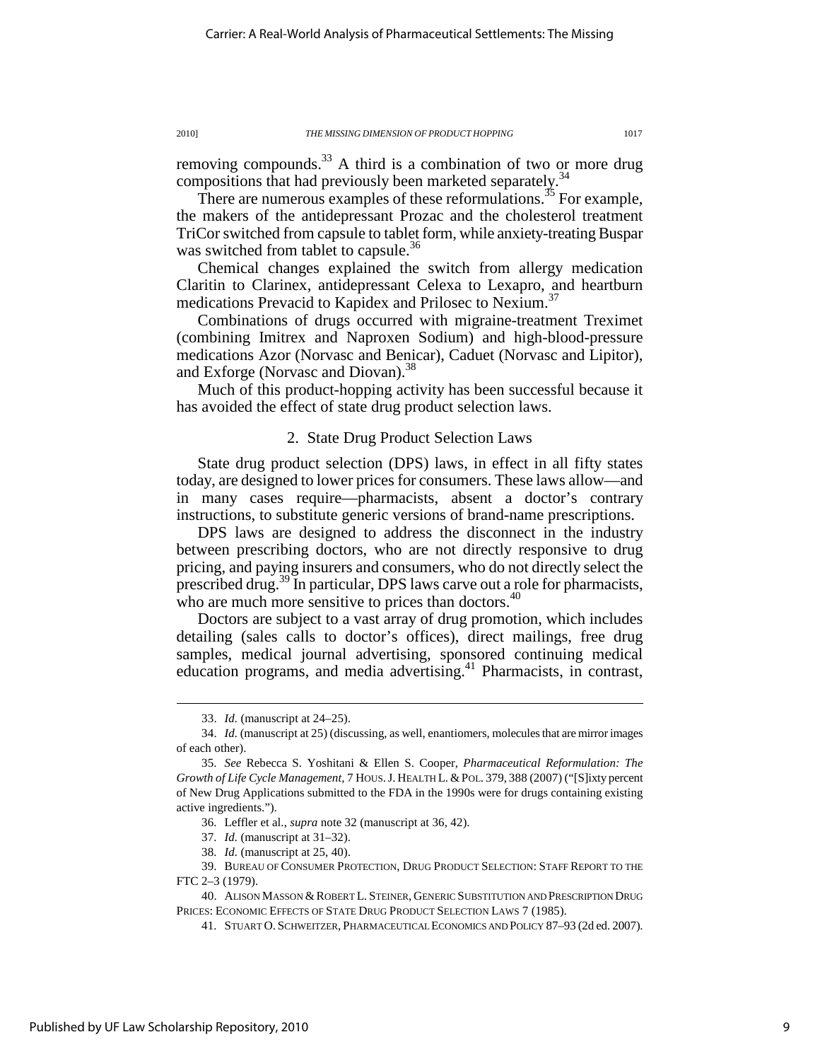removing compounds.[33] A third is a combination of two or more drug compositions that had previously been marketed separately.[34]

There are numerous examples of these reformulations.[35] For example, the makers of the antidepressant Prozac and the cholesterol treatment TriCor switched from capsule to tablet form, while anxiety-treating Buspar was switched from tablet to capsule.[36]

Chemical changes explained the switch from allergy medication Claritin to Clarinex, antidepressant Celexa to Lexapro, and heartburn medications Prevacid to Kapidex and Prilosec to Nexium.[37]

Combinations of drugs occurred with migraine-treatment Treximet (combining Imitrex and Naproxen Sodium) and high-blood-pressure medications Azor (Norvasc and Benicar), Caduet (Norvasc and Lipitor), and Exforge (Norvasc and Diovan).[38]

Much of this product-hopping activity has been successful because it has avoided the effect of state drug product selection laws.

### 2. State Drug Product Selection Laws

State drug product selection (DPS) laws, in effect in all fifty states today, are designed to lower prices for consumers. These laws allow—and in many cases require—pharmacists, absent a doctor's contrary instructions, to substitute generic versions of brand-name prescriptions.

DPS laws are designed to address the disconnect in the industry between prescribing doctors, who are not directly responsive to drug pricing, and paying insurers and consumers, who do not directly select the prescribed drug.[39] In particular, DPS laws carve out a role for pharmacists, who are much more sensitive to prices than doctors.[40]

Doctors are subject to a vast array of drug promotion, which includes detailing (sales calls to doctor's offices), direct mailings, free drug samples, medical journal advertising, sponsored continuing medical education programs, and media advertising.[41] Pharmacists, in contrast,

---

33. *Id.* (manuscript at 24–25).

34. *Id.* (manuscript at 25) (discussing, as well, enantiomers, molecules that are mirror images of each other).

35. *See* Rebecca S. Yoshitani & Ellen S. Cooper, *Pharmaceutical Reformulation: The Growth of Life Cycle Management*, 7 HOUS. J. HEALTH L. & POL. 379, 388 (2007) ("[S]ixty percent of New Drug Applications submitted to the FDA in the 1990s were for drugs containing existing active ingredients.").

36. Leffler et al., *supra* note 32 (manuscript at 36, 42).

37. *Id.* (manuscript at 31–32).

38. *Id.* (manuscript at 25, 40).

39. BUREAU OF CONSUMER PROTECTION, DRUG PRODUCT SELECTION: STAFF REPORT TO THE FTC 2–3 (1979).

40. ALISON MASSON & ROBERT L. STEINER, GENERIC SUBSTITUTION AND PRESCRIPTION DRUG PRICES: ECONOMIC EFFECTS OF STATE DRUG PRODUCT SELECTION LAWS 7 (1985).

41. STUART O. SCHWEITZER, PHARMACEUTICAL ECONOMICS AND POLICY 87–93 (2d ed. 2007).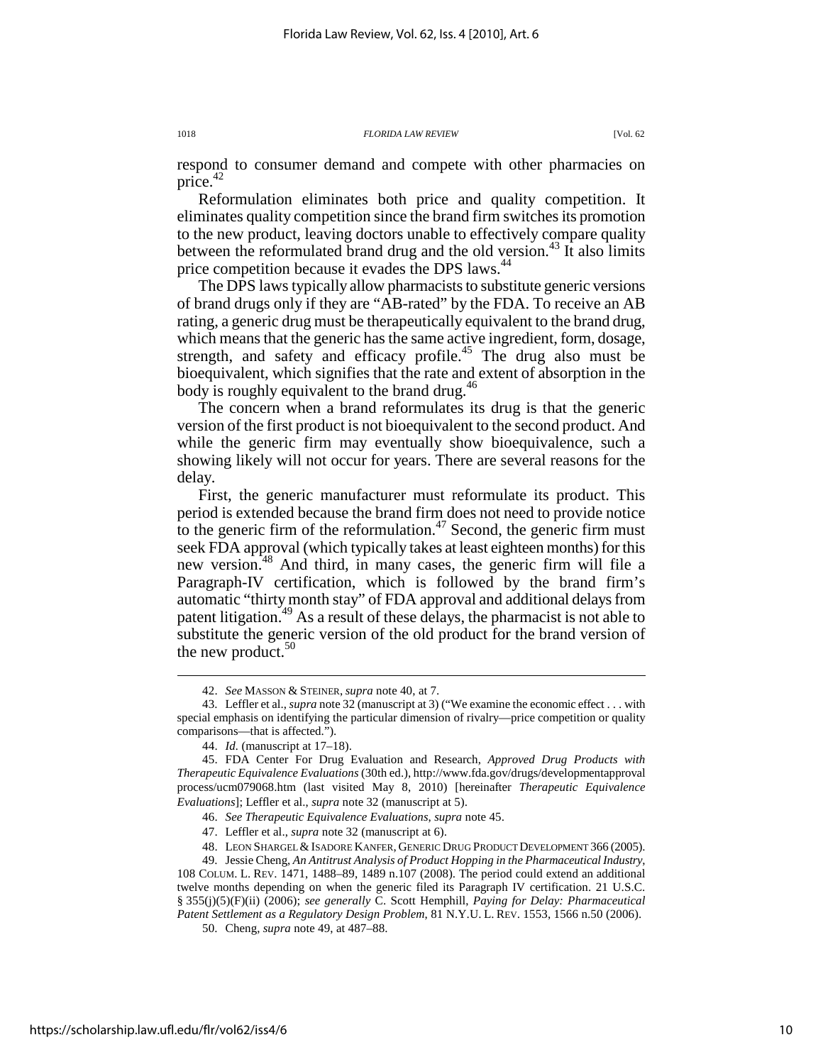respond to consumer demand and compete with other pharmacies on price.[42]

Reformulation eliminates both price and quality competition. It eliminates quality competition since the brand firm switches its promotion to the new product, leaving doctors unable to effectively compare quality between the reformulated brand drug and the old version.[43] It also limits price competition because it evades the DPS laws.[44]

The DPS laws typically allow pharmacists to substitute generic versions of brand drugs only if they are "AB-rated" by the FDA. To receive an AB rating, a generic drug must be therapeutically equivalent to the brand drug, which means that the generic has the same active ingredient, form, dosage, strength, and safety and efficacy profile.[45] The drug also must be bioequivalent, which signifies that the rate and extent of absorption in the body is roughly equivalent to the brand drug.[46]

The concern when a brand reformulates its drug is that the generic version of the first product is not bioequivalent to the second product. And while the generic firm may eventually show bioequivalence, such a showing likely will not occur for years. There are several reasons for the delay.

First, the generic manufacturer must reformulate its product. This period is extended because the brand firm does not need to provide notice to the generic firm of the reformulation.[47] Second, the generic firm must seek FDA approval (which typically takes at least eighteen months) for this new version.[48] And third, in many cases, the generic firm will file a Paragraph-IV certification, which is followed by the brand firm's automatic "thirty month stay" of FDA approval and additional delays from patent litigation.[49] As a result of these delays, the pharmacist is not able to substitute the generic version of the old product for the brand version of the new product.[50]

---

42. *See* MASSON & STEINER, *supra* note 40, at 7.

43. Leffler et al., *supra* note 32 (manuscript at 3) ("We examine the economic effect . . . with special emphasis on identifying the particular dimension of rivalry—price competition or quality comparisons—that is affected.").

44. *Id.* (manuscript at 17–18).

45. FDA Center For Drug Evaluation and Research, *Approved Drug Products with Therapeutic Equivalence Evaluations* (30th ed.), http://www.fda.gov/drugs/developmentapprovalprocess/ucm079068.htm (last visited May 8, 2010) [hereinafter *Therapeutic Equivalence Evaluations*]; Leffler et al., *supra* note 32 (manuscript at 5).

46. *See Therapeutic Equivalence Evaluations*, *supra* note 45.

47. Leffler et al., *supra* note 32 (manuscript at 6).

48. LEON SHARGEL & ISADORE KANFER, GENERIC DRUG PRODUCT DEVELOPMENT 366 (2005).

49. Jessie Cheng, *An Antitrust Analysis of Product Hopping in the Pharmaceutical Industry*, 108 COLUM. L. REV. 1471, 1488–89, 1489 n.107 (2008). The period could extend an additional twelve months depending on when the generic filed its Paragraph IV certification. 21 U.S.C. § 355(j)(5)(F)(ii) (2006); *see generally* C. Scott Hemphill, *Paying for Delay: Pharmaceutical Patent Settlement as a Regulatory Design Problem*, 81 N.Y.U. L. REV. 1553, 1566 n.50 (2006).

50. Cheng, *supra* note 49, at 487–88.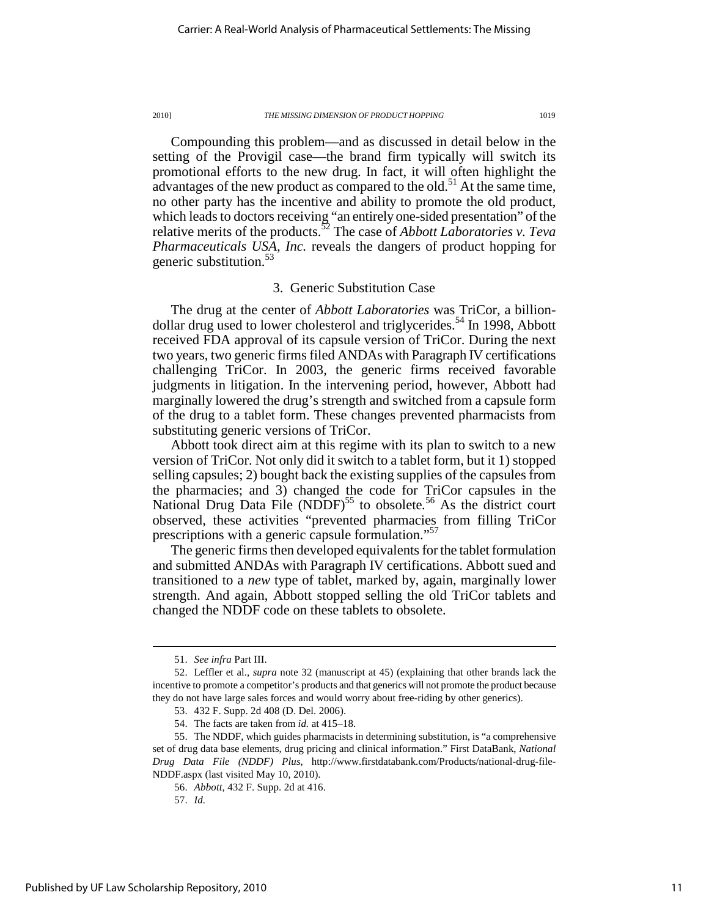Compounding this problem—and as discussed in detail below in the setting of the Provigil case—the brand firm typically will switch its promotional efforts to the new drug. In fact, it will often highlight the advantages of the new product as compared to the old.[51] At the same time, no other party has the incentive and ability to promote the old product, which leads to doctors receiving "an entirely one-sided presentation" of the relative merits of the products.[52] The case of *Abbott Laboratories v. Teva Pharmaceuticals USA, Inc.* reveals the dangers of product hopping for generic substitution.[53]

### 3. Generic Substitution Case

The drug at the center of *Abbott Laboratories* was TriCor, a billion-dollar drug used to lower cholesterol and triglycerides.[54] In 1998, Abbott received FDA approval of its capsule version of TriCor. During the next two years, two generic firms filed ANDAs with Paragraph IV certifications challenging TriCor. In 2003, the generic firms received favorable judgments in litigation. In the intervening period, however, Abbott had marginally lowered the drug's strength and switched from a capsule form of the drug to a tablet form. These changes prevented pharmacists from substituting generic versions of TriCor.

Abbott took direct aim at this regime with its plan to switch to a new version of TriCor. Not only did it switch to a tablet form, but it 1) stopped selling capsules; 2) bought back the existing supplies of the capsules from the pharmacies; and 3) changed the code for TriCor capsules in the National Drug Data File (NDDF)[55] to obsolete.[56] As the district court observed, these activities "prevented pharmacies from filling TriCor prescriptions with a generic capsule formulation."[57]

The generic firms then developed equivalents for the tablet formulation and submitted ANDAs with Paragraph IV certifications. Abbott sued and transitioned to a *new* type of tablet, marked by, again, marginally lower strength. And again, Abbott stopped selling the old TriCor tablets and changed the NDDF code on these tablets to obsolete.

---

51. *See infra* Part III.

52. Leffler et al., *supra* note 32 (manuscript at 45) (explaining that other brands lack the incentive to promote a competitor's products and that generics will not promote the product because they do not have large sales forces and would worry about free-riding by other generics).

53. 432 F. Supp. 2d 408 (D. Del. 2006).

54. The facts are taken from *id.* at 415–18.

55. The NDDF, which guides pharmacists in determining substitution, is "a comprehensive set of drug data base elements, drug pricing and clinical information." First DataBank, *National Drug Data File (NDDF) Plus*, http://www.firstdatabank.com/Products/national-drug-file-NDDF.aspx (last visited May 10, 2010).

56. *Abbott*, 432 F. Supp. 2d at 416.

57. *Id.*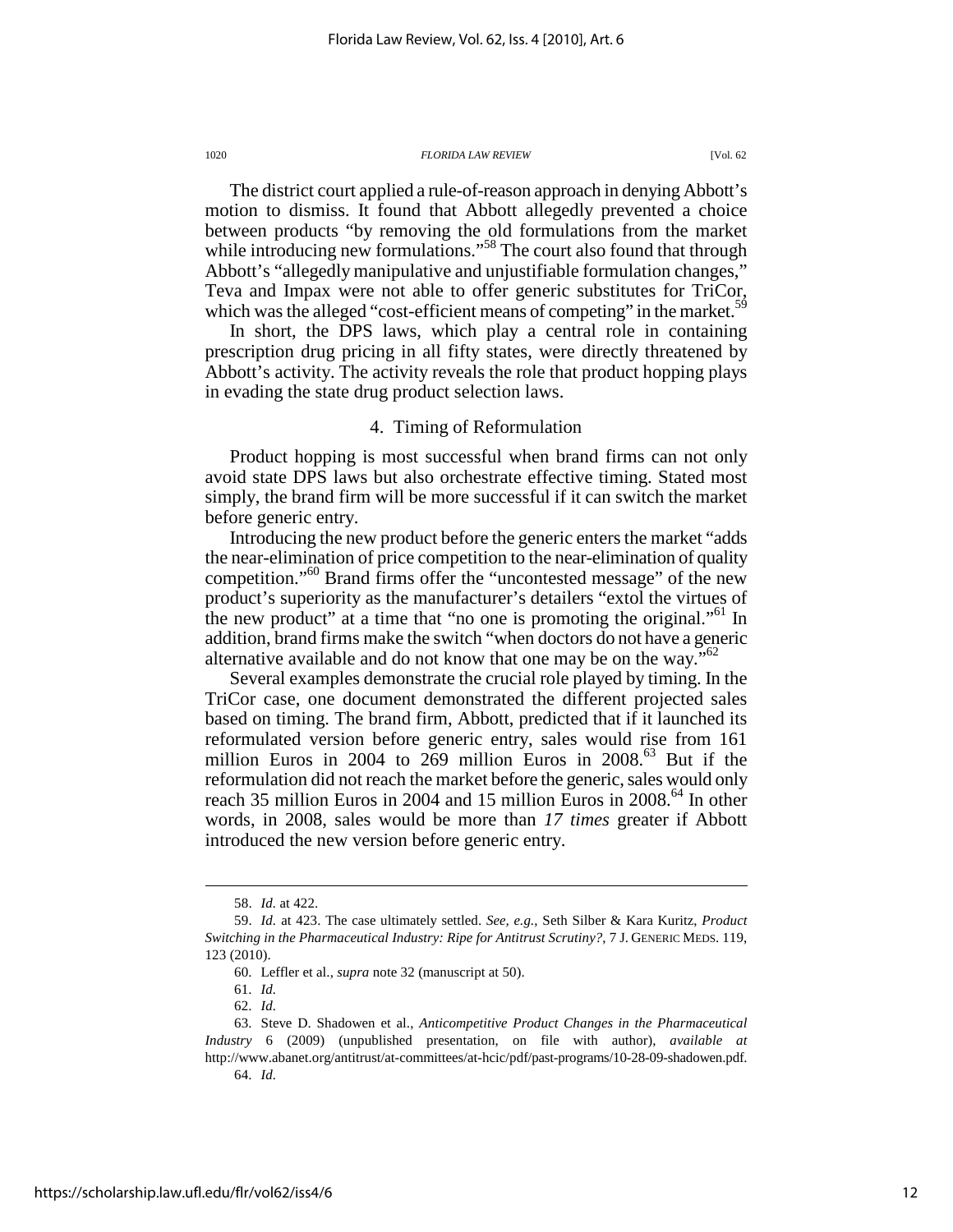The district court applied a rule-of-reason approach in denying Abbott's motion to dismiss. It found that Abbott allegedly prevented a choice between products "by removing the old formulations from the market while introducing new formulations."[58] The court also found that through Abbott's "allegedly manipulative and unjustifiable formulation changes," Teva and Impax were not able to offer generic substitutes for TriCor, which was the alleged "cost-efficient means of competing" in the market.[59]

In short, the DPS laws, which play a central role in containing prescription drug pricing in all fifty states, were directly threatened by Abbott's activity. The activity reveals the role that product hopping plays in evading the state drug product selection laws.

### 4. Timing of Reformulation

Product hopping is most successful when brand firms can not only avoid state DPS laws but also orchestrate effective timing. Stated most simply, the brand firm will be more successful if it can switch the market before generic entry.

Introducing the new product before the generic enters the market "adds the near-elimination of price competition to the near-elimination of quality competition."[60] Brand firms offer the "uncontested message" of the new product's superiority as the manufacturer's detailers "extol the virtues of the new product" at a time that "no one is promoting the original."[61] In addition, brand firms make the switch "when doctors do not have a generic alternative available and do not know that one may be on the way."[62]

Several examples demonstrate the crucial role played by timing. In the TriCor case, one document demonstrated the different projected sales based on timing. The brand firm, Abbott, predicted that if it launched its reformulated version before generic entry, sales would rise from 161 million Euros in 2004 to 269 million Euros in 2008.[63] But if the reformulation did not reach the market before the generic, sales would only reach 35 million Euros in 2004 and 15 million Euros in 2008.[64] In other words, in 2008, sales would be more than *17 times* greater if Abbott introduced the new version before generic entry.

---

58. *Id.* at 422.

59. *Id.* at 423. The case ultimately settled. *See, e.g.*, Seth Silber & Kara Kuritz, *Product Switching in the Pharmaceutical Industry: Ripe for Antitrust Scrutiny?*, 7 J. GENERIC MEDS. 119, 123 (2010).

60. Leffler et al., *supra* note 32 (manuscript at 50).

61. *Id.*

62. *Id.*

63. Steve D. Shadowen et al., *Anticompetitive Product Changes in the Pharmaceutical Industry* 6 (2009) (unpublished presentation, on file with author), *available at* http://www.abanet.org/antitrust/at-committees/at-hcic/pdf/past-programs/10-28-09-shadowen.pdf.

64. *Id.*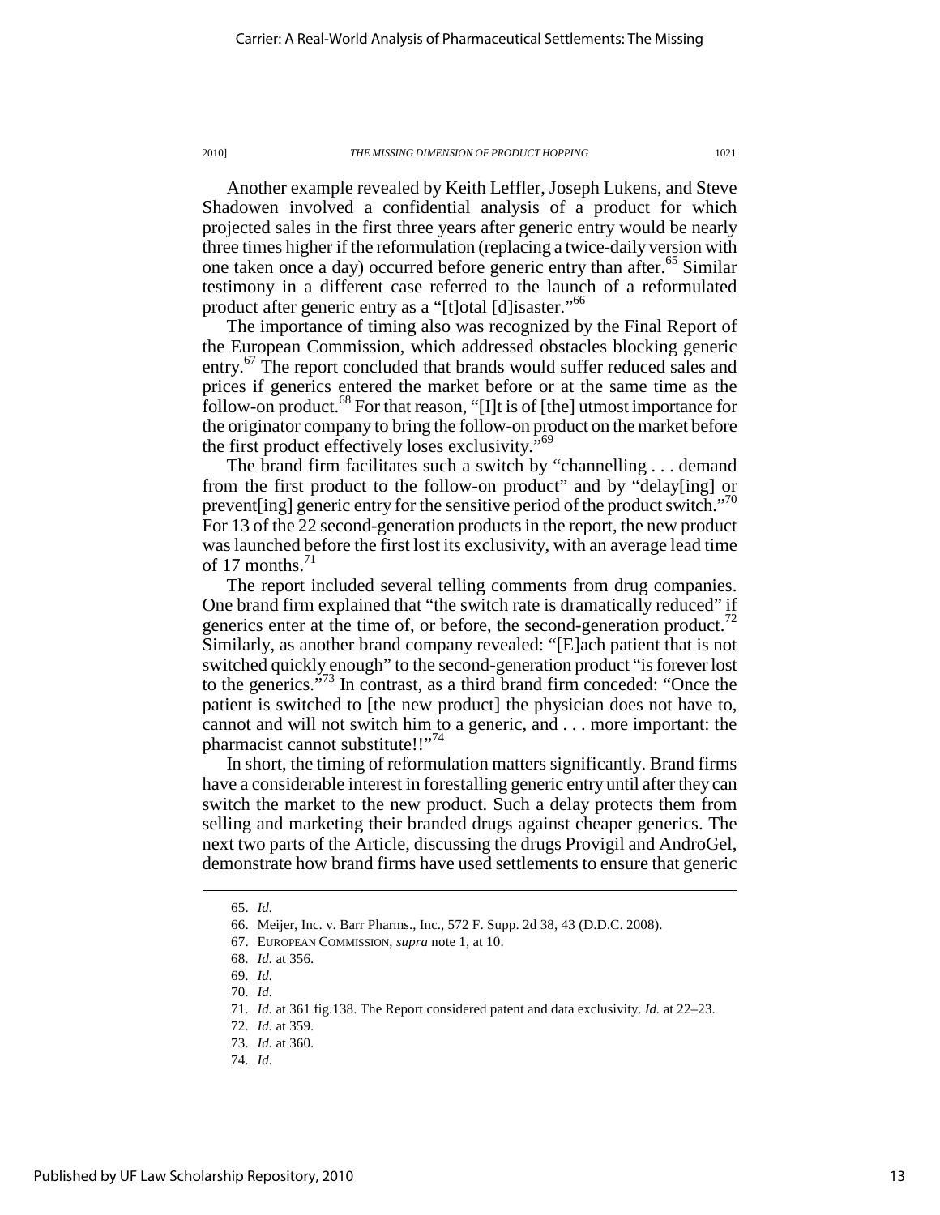Another example revealed by Keith Leffler, Joseph Lukens, and Steve Shadowen involved a confidential analysis of a product for which projected sales in the first three years after generic entry would be nearly three times higher if the reformulation (replacing a twice-daily version with one taken once a day) occurred before generic entry than after.[65] Similar testimony in a different case referred to the launch of a reformulated product after generic entry as a "[t]otal [d]isaster."[66]

The importance of timing also was recognized by the Final Report of the European Commission, which addressed obstacles blocking generic entry.[67] The report concluded that brands would suffer reduced sales and prices if generics entered the market before or at the same time as the follow-on product.[68] For that reason, "[I]t is of [the] utmost importance for the originator company to bring the follow-on product on the market before the first product effectively loses exclusivity."[69]

The brand firm facilitates such a switch by "channelling . . . demand from the first product to the follow-on product" and by "delay[ing] or prevent[ing] generic entry for the sensitive period of the product switch."[70] For 13 of the 22 second-generation products in the report, the new product was launched before the first lost its exclusivity, with an average lead time of 17 months.[71]

The report included several telling comments from drug companies. One brand firm explained that "the switch rate is dramatically reduced" if generics enter at the time of, or before, the second-generation product.[72] Similarly, as another brand company revealed: "[E]ach patient that is not switched quickly enough" to the second-generation product "is forever lost to the generics."[73] In contrast, as a third brand firm conceded: "Once the patient is switched to [the new product] the physician does not have to, cannot and will not switch him to a generic, and . . . more important: the pharmacist cannot substitute!!"[74]

In short, the timing of reformulation matters significantly. Brand firms have a considerable interest in forestalling generic entry until after they can switch the market to the new product. Such a delay protects them from selling and marketing their branded drugs against cheaper generics. The next two parts of the Article, discussing the drugs Provigil and AndroGel, demonstrate how brand firms have used settlements to ensure that generic

---

65. *Id.*

66. Meijer, Inc. v. Barr Pharms., Inc., 572 F. Supp. 2d 38, 43 (D.D.C. 2008).

67. EUROPEAN COMMISSION, *supra* note 1, at 10.

68. *Id.* at 356.

69. *Id.*

70. *Id.*

71. *Id.* at 361 fig.138. The Report considered patent and data exclusivity. *Id.* at 22–23.

72. *Id.* at 359.

73. *Id.* at 360.

74. *Id.*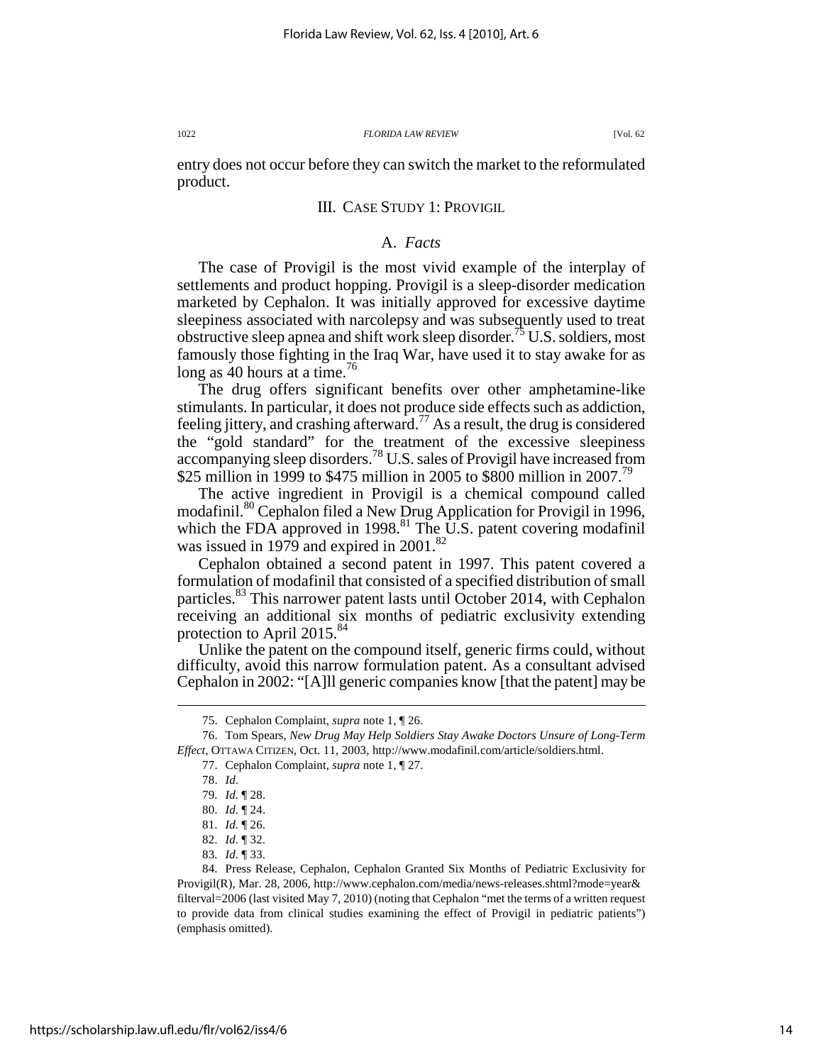entry does not occur before they can switch the market to the reformulated product.

## III. CASE STUDY 1: PROVIGIL

### A. *Facts*

The case of Provigil is the most vivid example of the interplay of settlements and product hopping. Provigil is a sleep-disorder medication marketed by Cephalon. It was initially approved for excessive daytime sleepiness associated with narcolepsy and was subsequently used to treat obstructive sleep apnea and shift work sleep disorder.[75] U.S. soldiers, most famously those fighting in the Iraq War, have used it to stay awake for as long as 40 hours at a time.[76]

The drug offers significant benefits over other amphetamine-like stimulants. In particular, it does not produce side effects such as addiction, feeling jittery, and crashing afterward.[77] As a result, the drug is considered the "gold standard" for the treatment of the excessive sleepiness accompanying sleep disorders.[78] U.S. sales of Provigil have increased from \$25 million in 1999 to \$475 million in 2005 to \$800 million in 2007.[79]

The active ingredient in Provigil is a chemical compound called modafinil.[80] Cephalon filed a New Drug Application for Provigil in 1996, which the FDA approved in 1998.[81] The U.S. patent covering modafinil was issued in 1979 and expired in 2001.[82]

Cephalon obtained a second patent in 1997. This patent covered a formulation of modafinil that consisted of a specified distribution of small particles.[83] This narrower patent lasts until October 2014, with Cephalon receiving an additional six months of pediatric exclusivity extending protection to April 2015.[84]

Unlike the patent on the compound itself, generic firms could, without difficulty, avoid this narrow formulation patent. As a consultant advised Cephalon in 2002: "[A]ll generic companies know [that the patent] may be

---

75. Cephalon Complaint, *supra* note 1, ¶ 26.

76. Tom Spears, *New Drug May Help Soldiers Stay Awake Doctors Unsure of Long-Term Effect*, OTTAWA CITIZEN, Oct. 11, 2003, http://www.modafinil.com/article/soldiers.html.

77. Cephalon Complaint, *supra* note 1, ¶ 27.

78. *Id.*

79. *Id.* ¶ 28.

80. *Id.* ¶ 24.

81. *Id.* ¶ 26.

82. *Id.* ¶ 32.

83. *Id.* ¶ 33.

84. Press Release, Cephalon, Cephalon Granted Six Months of Pediatric Exclusivity for Provigil(R), Mar. 28, 2006, http://www.cephalon.com/media/news-releases.shtml?mode=year&filterval=2006 (last visited May 7, 2010) (noting that Cephalon "met the terms of a written request to provide data from clinical studies examining the effect of Provigil in pediatric patients") (emphasis omitted).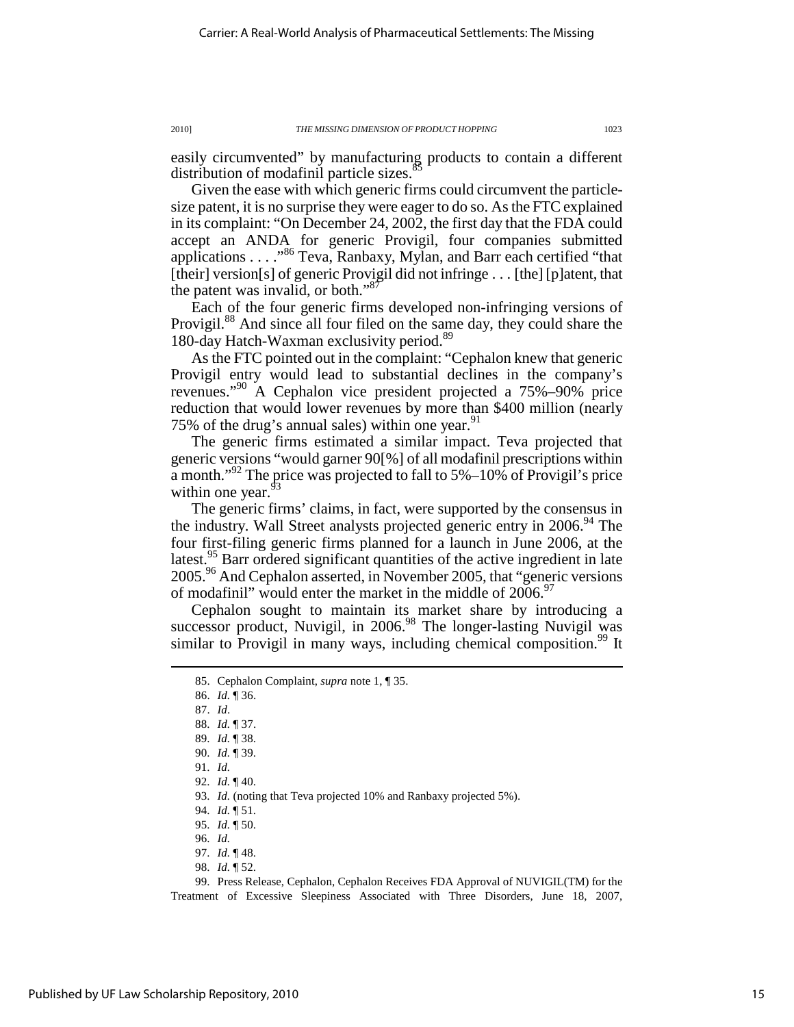easily circumvented" by manufacturing products to contain a different distribution of modafinil particle sizes.[85]

Given the ease with which generic firms could circumvent the particle-size patent, it is no surprise they were eager to do so. As the FTC explained in its complaint: "On December 24, 2002, the first day that the FDA could accept an ANDA for generic Provigil, four companies submitted applications . . . ."[86] Teva, Ranbaxy, Mylan, and Barr each certified "that [their] version[s] of generic Provigil did not infringe . . . [the] [p]atent, that the patent was invalid, or both."[87]

Each of the four generic firms developed non-infringing versions of Provigil.[88] And since all four filed on the same day, they could share the 180-day Hatch-Waxman exclusivity period.[89]

As the FTC pointed out in the complaint: "Cephalon knew that generic Provigil entry would lead to substantial declines in the company's revenues."[90] A Cephalon vice president projected a 75%–90% price reduction that would lower revenues by more than $400 million (nearly 75% of the drug's annual sales) within one year.[91]

The generic firms estimated a similar impact. Teva projected that generic versions "would garner 90[%] of all modafinil prescriptions within a month."[92] The price was projected to fall to 5%–10% of Provigil's price within one year.[93]

The generic firms' claims, in fact, were supported by the consensus in the industry. Wall Street analysts projected generic entry in 2006.[94] The four first-filing generic firms planned for a launch in June 2006, at the latest.[95] Barr ordered significant quantities of the active ingredient in late 2005.[96] And Cephalon asserted, in November 2005, that "generic versions of modafinil" would enter the market in the middle of 2006.[97]

Cephalon sought to maintain its market share by introducing a successor product, Nuvigil, in 2006.[98] The longer-lasting Nuvigil was similar to Provigil in many ways, including chemical composition.[99] It

---

85. Cephalon Complaint, *supra* note 1, ¶ 35.

86. *Id.* ¶ 36.

87. *Id*.

88. *Id.* ¶ 37.

89. *Id.* ¶ 38.

90. *Id.* ¶ 39.

91. *Id.*

92. *Id.* ¶ 40.

93. *Id.* (noting that Teva projected 10% and Ranbaxy projected 5%).

94. *Id.* ¶ 51.

95. *Id.* ¶ 50.

96. *Id.*

97. *Id.* ¶ 48.

98. *Id.* ¶ 52.

99. Press Release, Cephalon, Cephalon Receives FDA Approval of NUVIGIL(TM) for the Treatment of Excessive Sleepiness Associated with Three Disorders, June 18, 2007,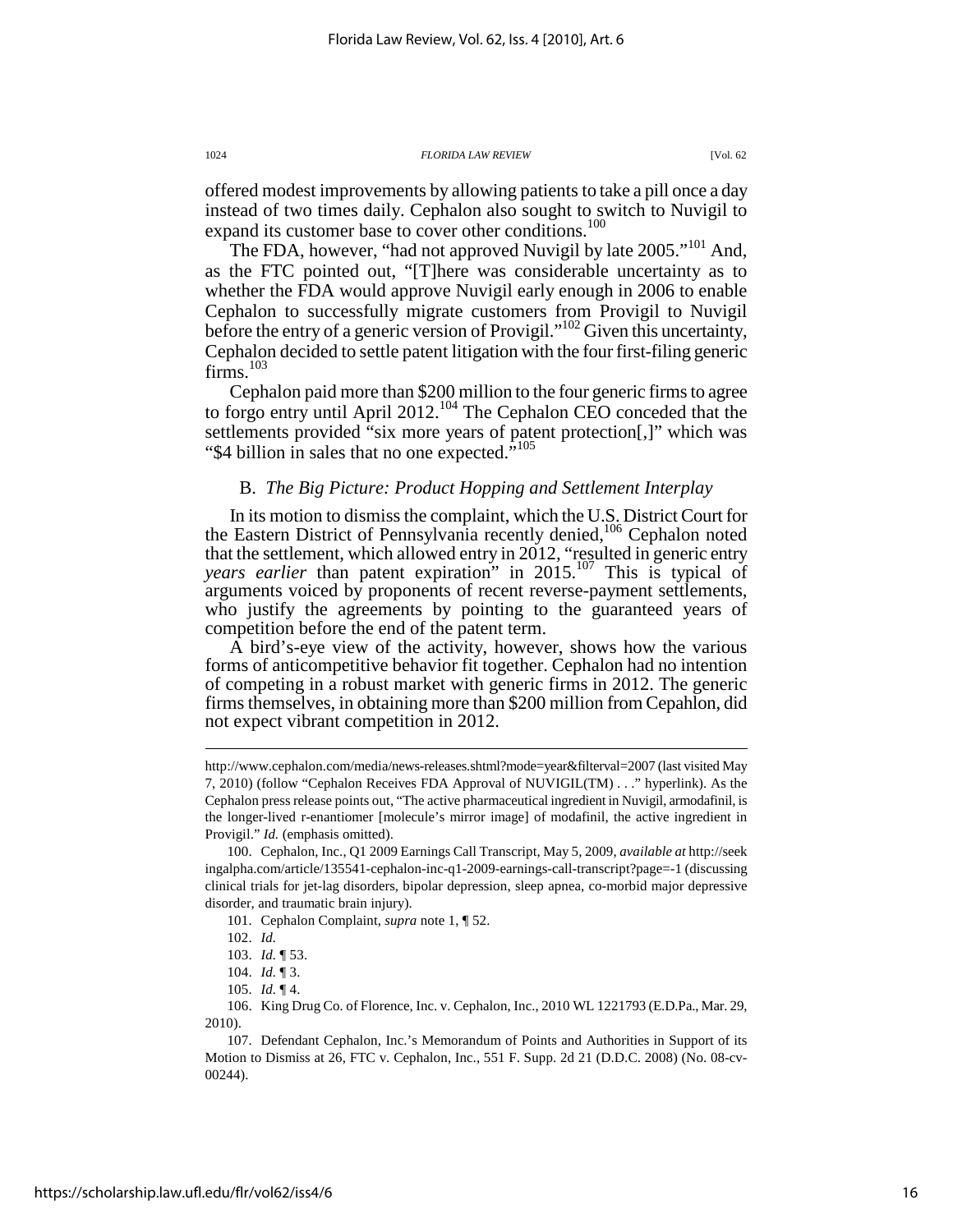offered modest improvements by allowing patients to take a pill once a day instead of two times daily. Cephalon also sought to switch to Nuvigil to expand its customer base to cover other conditions.[100]

The FDA, however, "had not approved Nuvigil by late 2005."[101] And, as the FTC pointed out, "[T]here was considerable uncertainty as to whether the FDA would approve Nuvigil early enough in 2006 to enable Cephalon to successfully migrate customers from Provigil to Nuvigil before the entry of a generic version of Provigil."[102] Given this uncertainty, Cephalon decided to settle patent litigation with the four first-filing generic firms.[103]

Cephalon paid more than $200 million to the four generic firms to agree to forgo entry until April 2012.[104] The Cephalon CEO conceded that the settlements provided "six more years of patent protection[,]" which was "$4 billion in sales that no one expected."[105]

### B. *The Big Picture: Product Hopping and Settlement Interplay*

In its motion to dismiss the complaint, which the U.S. District Court for the Eastern District of Pennsylvania recently denied,[106] Cephalon noted that the settlement, which allowed entry in 2012, "resulted in generic entry *years earlier* than patent expiration" in 2015.[107] This is typical of arguments voiced by proponents of recent reverse-payment settlements, who justify the agreements by pointing to the guaranteed years of competition before the end of the patent term.

A bird's-eye view of the activity, however, shows how the various forms of anticompetitive behavior fit together. Cephalon had no intention of competing in a robust market with generic firms in 2012. The generic firms themselves, in obtaining more than $200 million from Cepahlon, did not expect vibrant competition in 2012.

---

http://www.cephalon.com/media/news-releases.shtml?mode=year&filterval=2007 (last visited May 7, 2010) (follow "Cephalon Receives FDA Approval of NUVIGIL(TM) . . ." hyperlink). As the Cephalon press release points out, "The active pharmaceutical ingredient in Nuvigil, armodafinil, is the longer-lived r-enantiomer [molecule's mirror image] of modafinil, the active ingredient in Provigil." *Id.* (emphasis omitted).

100. Cephalon, Inc., Q1 2009 Earnings Call Transcript, May 5, 2009, *available at* http://seekingalpha.com/article/135541-cephalon-inc-q1-2009-earnings-call-transcript?page=-1 (discussing clinical trials for jet-lag disorders, bipolar depression, sleep apnea, co-morbid major depressive disorder, and traumatic brain injury).

101. Cephalon Complaint, *supra* note 1, ¶ 52.

102. *Id.*

103. *Id.* ¶ 53.

104. *Id.* ¶ 3.

105. *Id.* ¶ 4.

106. King Drug Co. of Florence, Inc. v. Cephalon, Inc., 2010 WL 1221793 (E.D.Pa., Mar. 29, 2010).

107. Defendant Cephalon, Inc.'s Memorandum of Points and Authorities in Support of its Motion to Dismiss at 26, FTC v. Cephalon, Inc., 551 F. Supp. 2d 21 (D.D.C. 2008) (No. 08-cv-00244).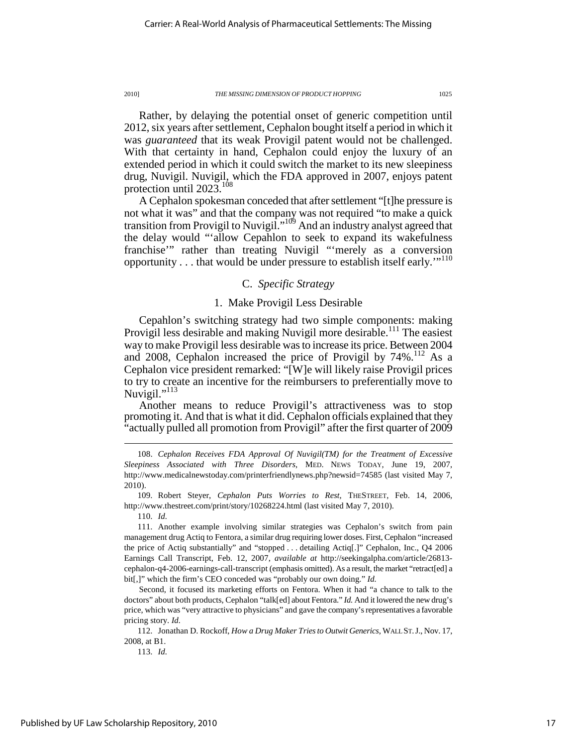Rather, by delaying the potential onset of generic competition until 2012, six years after settlement, Cephalon bought itself a period in which it was *guaranteed* that its weak Provigil patent would not be challenged. With that certainty in hand, Cephalon could enjoy the luxury of an extended period in which it could switch the market to its new sleepiness drug, Nuvigil. Nuvigil, which the FDA approved in 2007, enjoys patent protection until 2023.[108]

A Cephalon spokesman conceded that after settlement "[t]he pressure is not what it was" and that the company was not required "to make a quick transition from Provigil to Nuvigil."[109] And an industry analyst agreed that the delay would "'allow Cepahlon to seek to expand its wakefulness franchise'" rather than treating Nuvigil "'merely as a conversion opportunity . . . that would be under pressure to establish itself early.'"[110]

### C. *Specific Strategy*

#### 1. Make Provigil Less Desirable

Cepahlon's switching strategy had two simple components: making Provigil less desirable and making Nuvigil more desirable.[111] The easiest way to make Provigil less desirable was to increase its price. Between 2004 and 2008, Cephalon increased the price of Provigil by 74%.[112] As a Cephalon vice president remarked: "[W]e will likely raise Provigil prices to try to create an incentive for the reimbursers to preferentially move to Nuvigil."[113]

Another means to reduce Provigil's attractiveness was to stop promoting it. And that is what it did. Cephalon officials explained that they "actually pulled all promotion from Provigil" after the first quarter of 2009

---

108. *Cephalon Receives FDA Approval Of Nuvigil(TM) for the Treatment of Excessive Sleepiness Associated with Three Disorders*, MED. NEWS TODAY, June 19, 2007, http://www.medicalnewstoday.com/printerfriendlynews.php?newsid=74585 (last visited May 7, 2010).

109. Robert Steyer, *Cephalon Puts Worries to Rest*, THESTREET, Feb. 14, 2006, http://www.thestreet.com/print/story/10268224.html (last visited May 7, 2010).

110. *Id.*

111. Another example involving similar strategies was Cephalon's switch from pain management drug Actiq to Fentora, a similar drug requiring lower doses. First, Cephalon "increased the price of Actiq substantially" and "stopped . . . detailing Actiq[.]" Cephalon, Inc., Q4 2006 Earnings Call Transcript, Feb. 12, 2007, *available at* http://seekingalpha.com/article/26813-cephalon-q4-2006-earnings-call-transcript (emphasis omitted). As a result, the market "retract[ed] a bit[,]" which the firm's CEO conceded was "probably our own doing." *Id.*

Second, it focused its marketing efforts on Fentora. When it had "a chance to talk to the doctors" about both products, Cephalon "talk[ed] about Fentora." *Id.* And it lowered the new drug's price, which was "very attractive to physicians" and gave the company's representatives a favorable pricing story. *Id.*

112. Jonathan D. Rockoff, *How a Drug Maker Tries to Outwit Generics*, WALL ST. J., Nov. 17, 2008, at B1.

113. *Id.*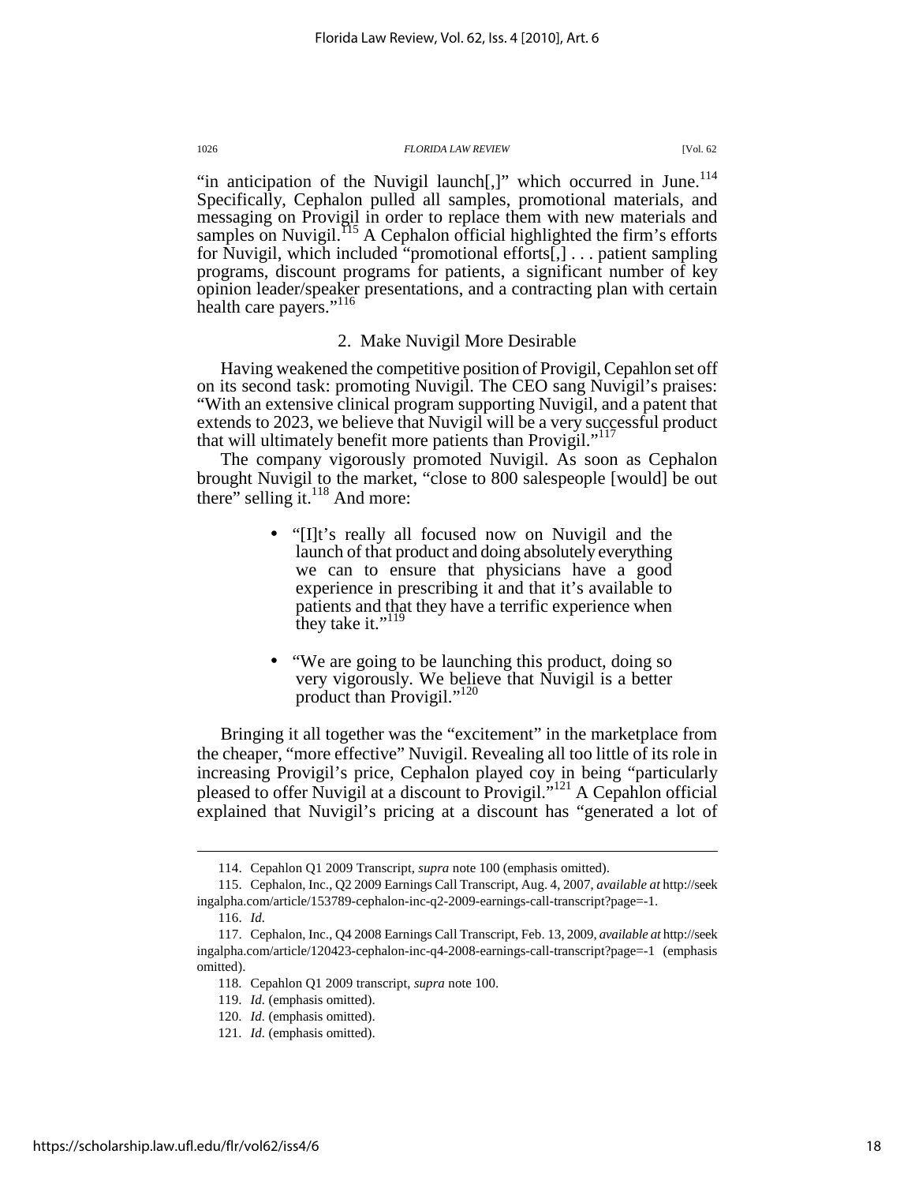"in anticipation of the Nuvigil launch[,]" which occurred in June.[114] Specifically, Cephalon pulled all samples, promotional materials, and messaging on Provigil in order to replace them with new materials and samples on Nuvigil.[115] A Cephalon official highlighted the firm's efforts for Nuvigil, which included "promotional efforts[,] . . . patient sampling programs, discount programs for patients, a significant number of key opinion leader/speaker presentations, and a contracting plan with certain health care payers."[116]

### 2. Make Nuvigil More Desirable

Having weakened the competitive position of Provigil, Cepahlon set off on its second task: promoting Nuvigil. The CEO sang Nuvigil's praises: "With an extensive clinical program supporting Nuvigil, and a patent that extends to 2023, we believe that Nuvigil will be a very successful product that will ultimately benefit more patients than Provigil."[117]

The company vigorously promoted Nuvigil. As soon as Cephalon brought Nuvigil to the market, "close to 800 salespeople [would] be out there" selling it.[118] And more:

- "[I]t's really all focused now on Nuvigil and the launch of that product and doing absolutely everything we can to ensure that physicians have a good experience in prescribing it and that it's available to patients and that they have a terrific experience when they take it."[119]

- "We are going to be launching this product, doing so very vigorously. We believe that Nuvigil is a better product than Provigil."[120]

Bringing it all together was the "excitement" in the marketplace from the cheaper, "more effective" Nuvigil. Revealing all too little of its role in increasing Provigil's price, Cephalon played coy in being "particularly pleased to offer Nuvigil at a discount to Provigil."[121] A Cephalon official explained that Nuvigil's pricing at a discount has "generated a lot of

---

114. Cephalon Q1 2009 Transcript, *supra* note 100 (emphasis omitted).

115. Cephalon, Inc., Q2 2009 Earnings Call Transcript, Aug. 4, 2007, *available at* http://seekingalpha.com/article/153789-cephalon-inc-q2-2009-earnings-call-transcript?page=-1.

116. *Id.*

117. Cephalon, Inc., Q4 2008 Earnings Call Transcript, Feb. 13, 2009, *available at* http://seekingalpha.com/article/120423-cephalon-inc-q4-2008-earnings-call-transcript?page=-1 (emphasis omitted).

118. Cepahlon Q1 2009 transcript, *supra* note 100.

119. *Id.* (emphasis omitted).

120. *Id.* (emphasis omitted).

121. *Id.* (emphasis omitted).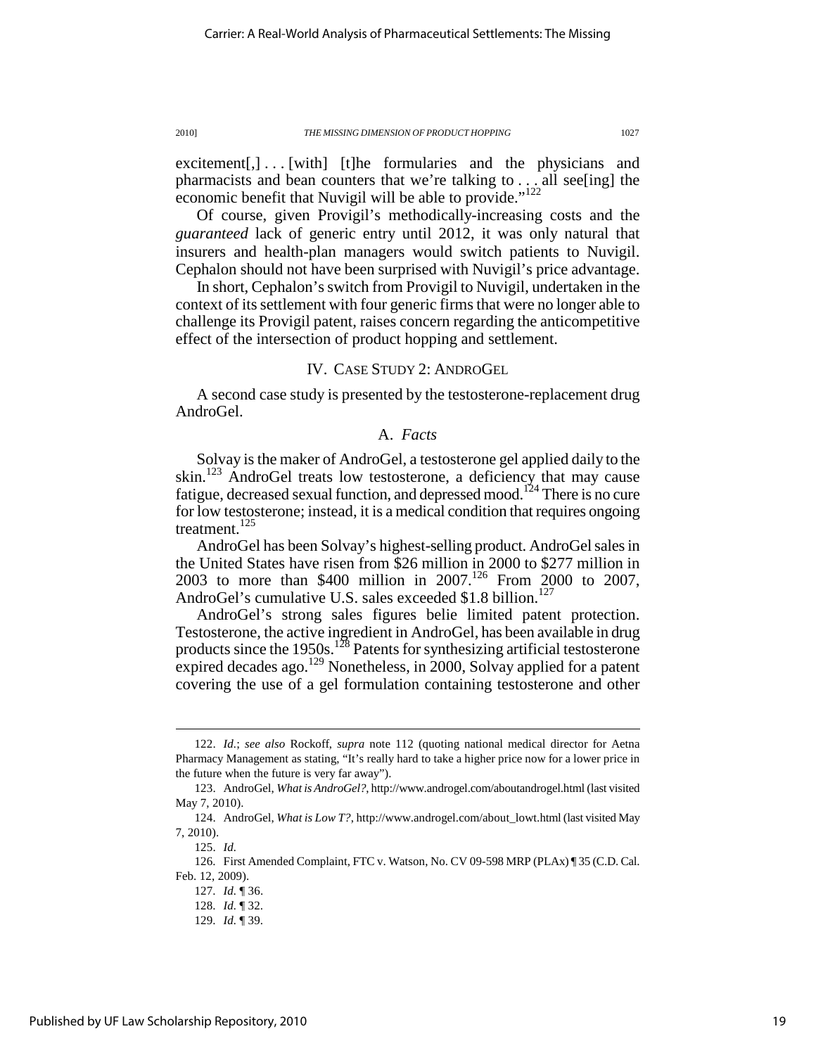excitement[,] . . . [with] [t]he formularies and the physicians and pharmacists and bean counters that we're talking to . . . all see[ing] the economic benefit that Nuvigil will be able to provide."[122]

Of course, given Provigil's methodically-increasing costs and the *guaranteed* lack of generic entry until 2012, it was only natural that insurers and health-plan managers would switch patients to Nuvigil. Cephalon should not have been surprised with Nuvigil's price advantage.

In short, Cephalon's switch from Provigil to Nuvigil, undertaken in the context of its settlement with four generic firms that were no longer able to challenge its Provigil patent, raises concern regarding the anticompetitive effect of the intersection of product hopping and settlement.

## IV. CASE STUDY 2: ANDROGEL

A second case study is presented by the testosterone-replacement drug AndroGel.

### A. *Facts*

Solvay is the maker of AndroGel, a testosterone gel applied daily to the skin.[123] AndroGel treats low testosterone, a deficiency that may cause fatigue, decreased sexual function, and depressed mood.[124] There is no cure for low testosterone; instead, it is a medical condition that requires ongoing treatment.[125]

AndroGel has been Solvay's highest-selling product. AndroGel sales in the United States have risen from $26 million in 2000 to $277 million in 2003 to more than $400 million in 2007.[126] From 2000 to 2007, AndroGel's cumulative U.S. sales exceeded $1.8 billion.[127]

AndroGel's strong sales figures belie limited patent protection. Testosterone, the active ingredient in AndroGel, has been available in drug products since the 1950s.[128] Patents for synthesizing artificial testosterone expired decades ago.[129] Nonetheless, in 2000, Solvay applied for a patent covering the use of a gel formulation containing testosterone and other

---

122. *Id.*; *see also* Rockoff, *supra* note 112 (quoting national medical director for Aetna Pharmacy Management as stating, "It's really hard to take a higher price now for a lower price in the future when the future is very far away").

123. AndroGel, *What is AndroGel?*, http://www.androgel.com/aboutandrogel.html (last visited May 7, 2010).

124. AndroGel, *What is Low T?*, http://www.androgel.com/about_lowt.html (last visited May 7, 2010).

125. *Id.*

126. First Amended Complaint, FTC v. Watson, No. CV 09-598 MRP (PLAx) ¶ 35 (C.D. Cal. Feb. 12, 2009).

127. *Id.* ¶ 36.

128. *Id.* ¶ 32.

129. *Id.* ¶ 39.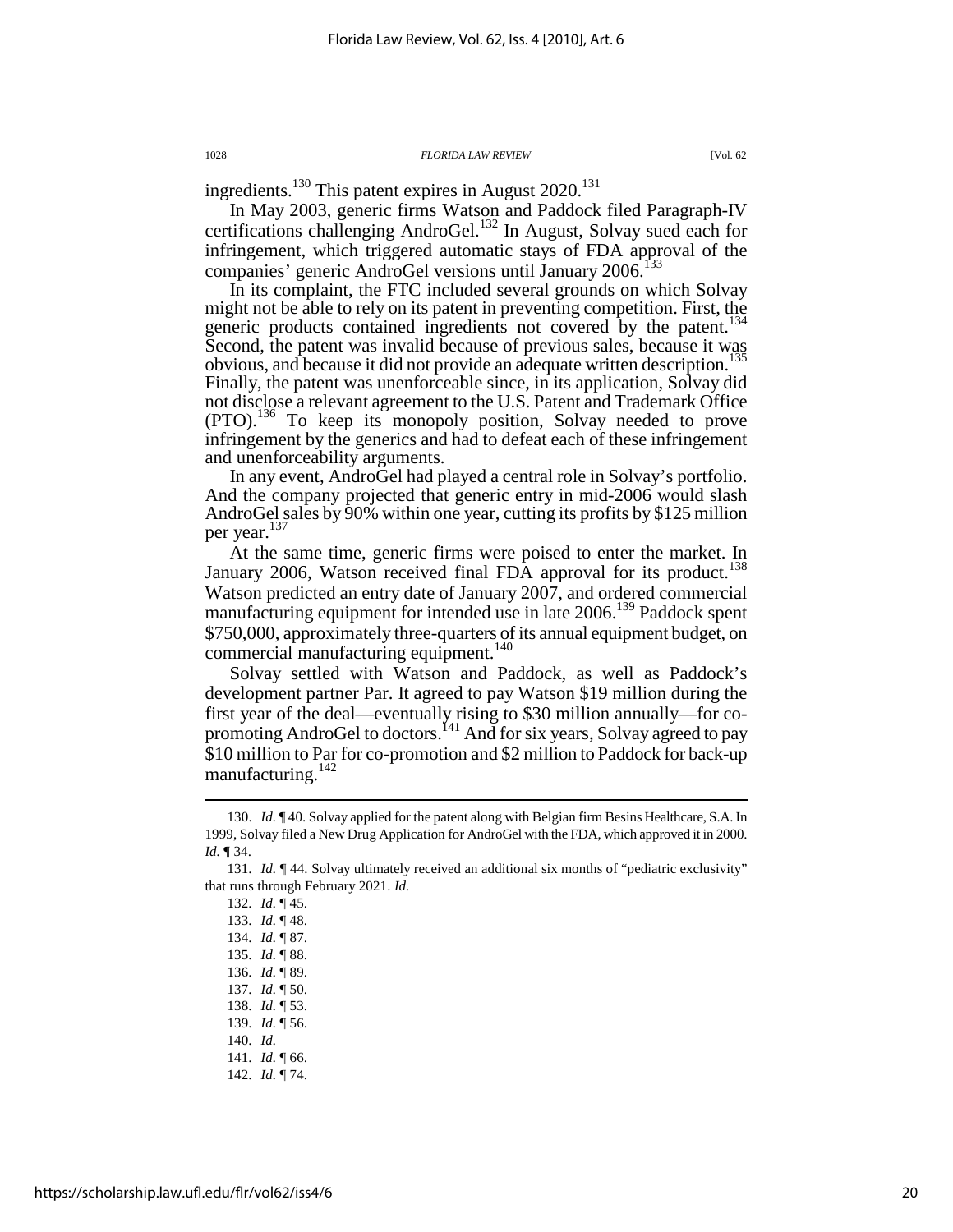ingredients.[130] This patent expires in August 2020.[131]

In May 2003, generic firms Watson and Paddock filed Paragraph-IV certifications challenging AndroGel.[132] In August, Solvay sued each for infringement, which triggered automatic stays of FDA approval of the companies' generic AndroGel versions until January 2006.[133]

In its complaint, the FTC included several grounds on which Solvay might not be able to rely on its patent in preventing competition. First, the generic products contained ingredients not covered by the patent.[134] Second, the patent was invalid because of previous sales, because it was obvious, and because it did not provide an adequate written description.[135] Finally, the patent was unenforceable since, in its application, Solvay did not disclose a relevant agreement to the U.S. Patent and Trademark Office (PTO).[136] To keep its monopoly position, Solvay needed to prove infringement by the generics and had to defeat each of these infringement and unenforceability arguments.

In any event, AndroGel had played a central role in Solvay's portfolio. And the company projected that generic entry in mid-2006 would slash AndroGel sales by 90% within one year, cutting its profits by \$125 million per year.[137]

At the same time, generic firms were poised to enter the market. In January 2006, Watson received final FDA approval for its product.[138] Watson predicted an entry date of January 2007, and ordered commercial manufacturing equipment for intended use in late 2006.[139] Paddock spent \$750,000, approximately three-quarters of its annual equipment budget, on commercial manufacturing equipment.[140]

Solvay settled with Watson and Paddock, as well as Paddock's development partner Par. It agreed to pay Watson \$19 million during the first year of the deal—eventually rising to \$30 million annually—for co-promoting AndroGel to doctors.[141] And for six years, Solvay agreed to pay \$10 million to Par for co-promotion and \$2 million to Paddock for back-up manufacturing.[142]

---

130. *Id.* ¶ 40. Solvay applied for the patent along with Belgian firm Besins Healthcare, S.A. In 1999, Solvay filed a New Drug Application for AndroGel with the FDA, which approved it in 2000. *Id.* ¶ 34.

131. *Id.* ¶ 44. Solvay ultimately received an additional six months of "pediatric exclusivity" that runs through February 2021. *Id.*

132. *Id.* ¶ 45.

133. *Id.* ¶ 48.

134. *Id.* ¶ 87.

135. *Id.* ¶ 88.

136. *Id.* ¶ 89.

137. *Id.* ¶ 50.

138. *Id.* ¶ 53.

139. *Id.* ¶ 56.

140. *Id.*

141. *Id.* ¶ 66.

142. *Id.* ¶ 74.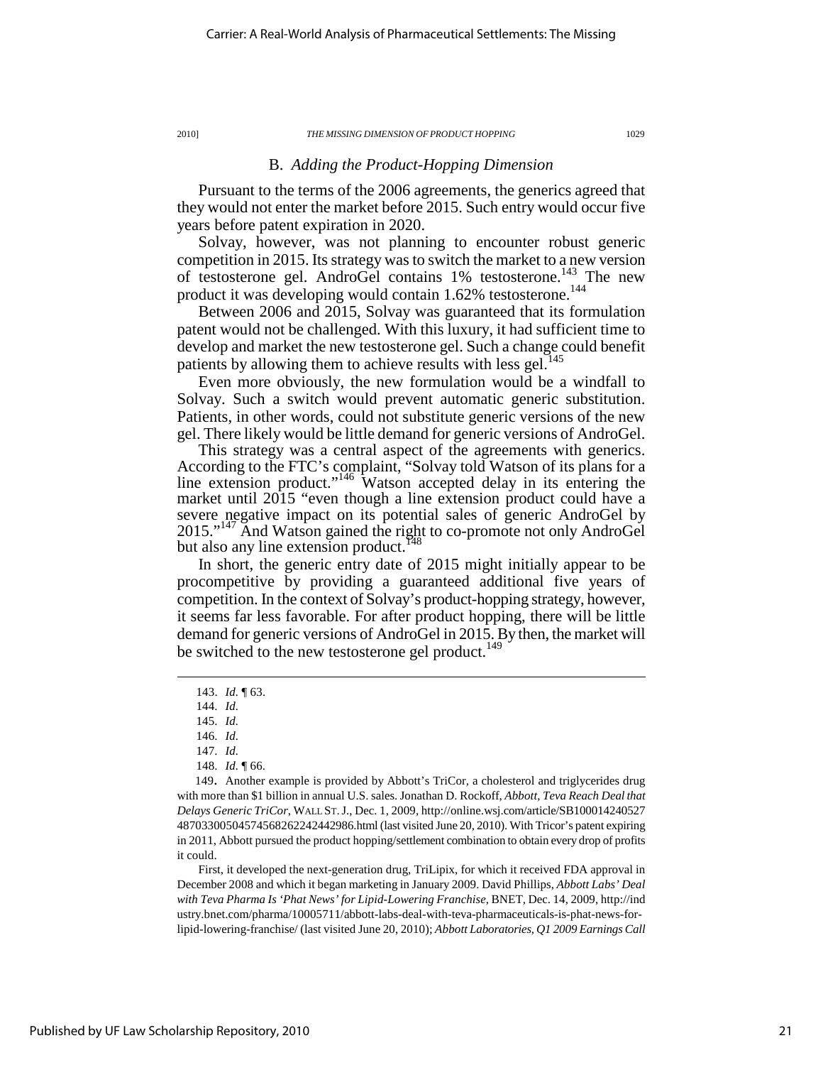## B. *Adding the Product-Hopping Dimension*

Pursuant to the terms of the 2006 agreements, the generics agreed that they would not enter the market before 2015. Such entry would occur five years before patent expiration in 2020.

Solvay, however, was not planning to encounter robust generic competition in 2015. Its strategy was to switch the market to a new version of testosterone gel. AndroGel contains 1% testosterone.[143] The new product it was developing would contain 1.62% testosterone.[144]

Between 2006 and 2015, Solvay was guaranteed that its formulation patent would not be challenged. With this luxury, it had sufficient time to develop and market the new testosterone gel. Such a change could benefit patients by allowing them to achieve results with less gel.[145]

Even more obviously, the new formulation would be a windfall to Solvay. Such a switch would prevent automatic generic substitution. Patients, in other words, could not substitute generic versions of the new gel. There likely would be little demand for generic versions of AndroGel.

This strategy was a central aspect of the agreements with generics. According to the FTC's complaint, "Solvay told Watson of its plans for a line extension product."[146] Watson accepted delay in its entering the market until 2015 "even though a line extension product could have a severe negative impact on its potential sales of generic AndroGel by 2015."[147] And Watson gained the right to co-promote not only AndroGel but also any line extension product.[148]

In short, the generic entry date of 2015 might initially appear to be procompetitive by providing a guaranteed additional five years of competition. In the context of Solvay's product-hopping strategy, however, it seems far less favorable. For after product hopping, there will be little demand for generic versions of AndroGel in 2015. By then, the market will be switched to the new testosterone gel product.[149]

---

143. *Id.* ¶ 63.

144. *Id.*

145. *Id.*

146. *Id.*

147. *Id.*

148. *Id.* ¶ 66.

149. Another example is provided by Abbott's TriCor, a cholesterol and triglycerides drug with more than $1 billion in annual U.S. sales. Jonathan D. Rockoff, *Abbott, Teva Reach Deal that Delays Generic TriCor*, WALL ST. J., Dec. 1, 2009, http://online.wsj.com/article/SB100014240527487033005045745682622442986.html (last visited June 20, 2010). With Tricor's patent expiring in 2011, Abbott pursued the product hopping/settlement combination to obtain every drop of profits it could.

First, it developed the next-generation drug, TriLipix, for which it received FDA approval in December 2008 and which it began marketing in January 2009. David Phillips, *Abbott Labs' Deal with Teva Pharma Is 'Phat News' for Lipid-Lowering Franchise*, BNET, Dec. 14, 2009, http://industry.bnet.com/pharma/10005711/abbott-labs-deal-with-teva-pharmaceuticals-is-phat-news-for-lipid-lowering-franchise/ (last visited June 20, 2010); *Abbott Laboratories, Q1 2009 Earnings Call*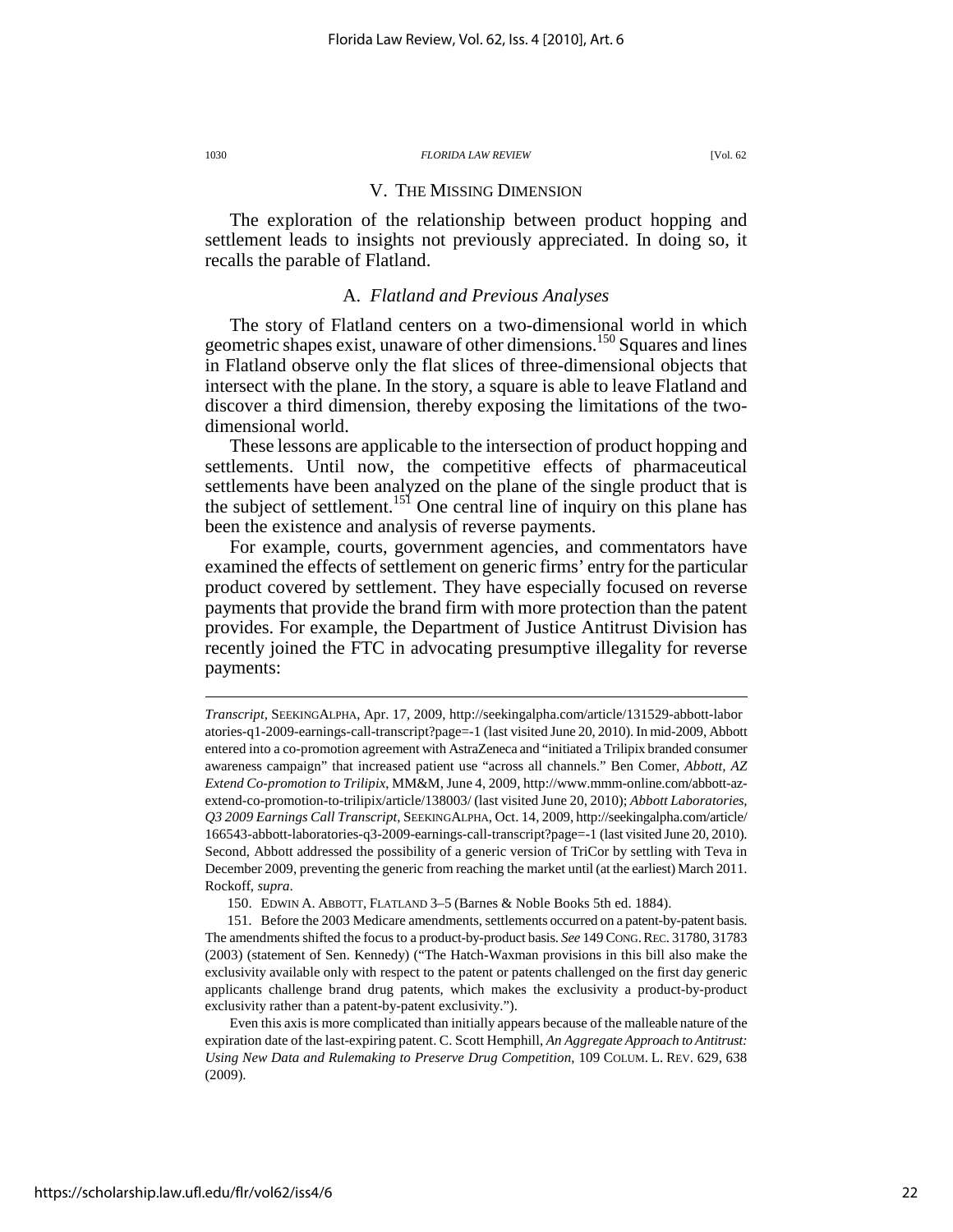## V. THE MISSING DIMENSION

The exploration of the relationship between product hopping and settlement leads to insights not previously appreciated. In doing so, it recalls the parable of Flatland.

### A. *Flatland and Previous Analyses*

The story of Flatland centers on a two-dimensional world in which geometric shapes exist, unaware of other dimensions.[150] Squares and lines in Flatland observe only the flat slices of three-dimensional objects that intersect with the plane. In the story, a square is able to leave Flatland and discover a third dimension, thereby exposing the limitations of the two-dimensional world.

These lessons are applicable to the intersection of product hopping and settlements. Until now, the competitive effects of pharmaceutical settlements have been analyzed on the plane of the single product that is the subject of settlement.[151] One central line of inquiry on this plane has been the existence and analysis of reverse payments.

For example, courts, government agencies, and commentators have examined the effects of settlement on generic firms' entry for the particular product covered by settlement. They have especially focused on reverse payments that provide the brand firm with more protection than the patent provides. For example, the Department of Justice Antitrust Division has recently joined the FTC in advocating presumptive illegality for reverse payments:

---

*Transcript*, SEEKINGALPHA, Apr. 17, 2009, http://seekingalpha.com/article/131529-abbott-laboratories-q1-2009-earnings-call-transcript?page=-1 (last visited June 20, 2010). In mid-2009, Abbott entered into a co-promotion agreement with AstraZeneca and "initiated a Trilipix branded consumer awareness campaign" that increased patient use "across all channels." Ben Comer, *Abbott, AZ Extend Co-promotion to Trilipix*, MM&M, June 4, 2009, http://www.mmm-online.com/abbott-az-extend-co-promotion-to-trilipix/article/138003/ (last visited June 20, 2010); *Abbott Laboratories, Q3 2009 Earnings Call Transcript*, SEEKINGALPHA, Oct. 14, 2009, http://seekingalpha.com/article/166543-abbott-laboratories-q3-2009-earnings-call-transcript?page=-1 (last visited June 20, 2010). Second, Abbott addressed the possibility of a generic version of TriCor by settling with Teva in December 2009, preventing the generic from reaching the market until (at the earliest) March 2011. Rockoff, *supra*.

150. EDWIN A. ABBOTT, FLATLAND 3–5 (Barnes & Noble Books 5th ed. 1884).

151. Before the 2003 Medicare amendments, settlements occurred on a patent-by-patent basis. The amendments shifted the focus to a product-by-product basis. *See* 149 CONG. REC. 31780, 31783 (2003) (statement of Sen. Kennedy) ("The Hatch-Waxman provisions in this bill also make the exclusivity available only with respect to the patent or patents challenged on the first day generic applicants challenge brand drug patents, which makes the exclusivity a product-by-product exclusivity rather than a patent-by-patent exclusivity.").

Even this axis is more complicated than initially appears because of the malleable nature of the expiration date of the last-expiring patent. C. Scott Hemphill, *An Aggregate Approach to Antitrust: Using New Data and Rulemaking to Preserve Drug Competition*, 109 COLUM. L. REV. 629, 638 (2009).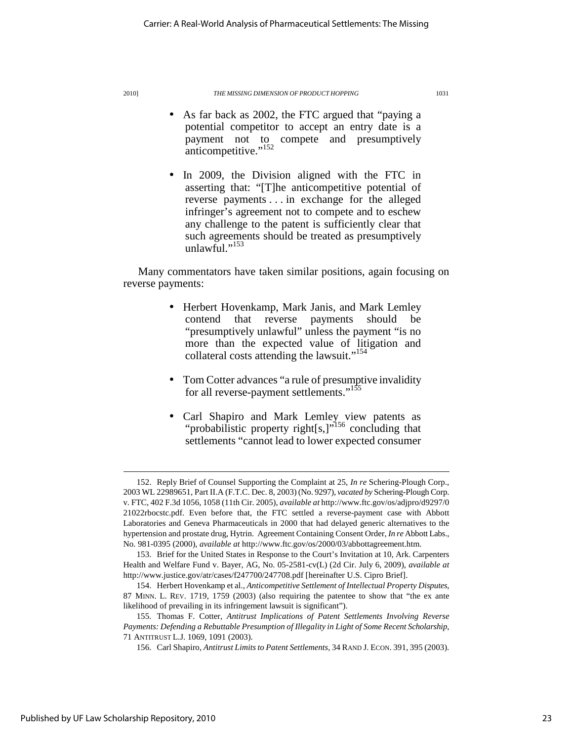- As far back as 2002, the FTC argued that "paying a potential competitor to accept an entry date is a payment not to compete and presumptively anticompetitive."[152]

- In 2009, the Division aligned with the FTC in asserting that: "[T]he anticompetitive potential of reverse payments . . . in exchange for the alleged infringer's agreement not to compete and to eschew any challenge to the patent is sufficiently clear that such agreements should be treated as presumptively unlawful."[153]

Many commentators have taken similar positions, again focusing on reverse payments:

- Herbert Hovenkamp, Mark Janis, and Mark Lemley contend that reverse payments should be "presumptively unlawful" unless the payment "is no more than the expected value of litigation and collateral costs attending the lawsuit."[154]

- Tom Cotter advances "a rule of presumptive invalidity for all reverse-payment settlements."[155]

- Carl Shapiro and Mark Lemley view patents as "probabilistic property right[s,]"[156] concluding that settlements "cannot lead to lower expected consumer

---

152. Reply Brief of Counsel Supporting the Complaint at 25, *In re* Schering-Plough Corp., 2003 WL 22989651, Part II.A (F.T.C. Dec. 8, 2003) (No. 9297), *vacated by* Schering-Plough Corp. v. FTC, 402 F.3d 1056, 1058 (11th Cir. 2005), *available at* http://www.ftc.gov/os/adjpro/d9297/021022rbocstc.pdf. Even before that, the FTC settled a reverse-payment case with Abbott Laboratories and Geneva Pharmaceuticals in 2000 that had delayed generic alternatives to the hypertension and prostate drug, Hytrin. Agreement Containing Consent Order, *In re* Abbott Labs., No. 981-0395 (2000), *available at* http://www.ftc.gov/os/2000/03/abbottagreement.htm.

153. Brief for the United States in Response to the Court's Invitation at 10, Ark. Carpenters Health and Welfare Fund v. Bayer, AG, No. 05-2581-cv(L) (2d Cir. July 6, 2009), *available at* http://www.justice.gov/atr/cases/f247700/247708.pdf [hereinafter U.S. Cipro Brief].

154. Herbert Hovenkamp et al., *Anticompetitive Settlement of Intellectual Property Disputes*, 87 MINN. L. REV. 1719, 1759 (2003) (also requiring the patentee to show that "the ex ante likelihood of prevailing in its infringement lawsuit is significant").

155. Thomas F. Cotter, *Antitrust Implications of Patent Settlements Involving Reverse Payments: Defending a Rebuttable Presumption of Illegality in Light of Some Recent Scholarship*, 71 ANTITRUST L.J. 1069, 1091 (2003).

156. Carl Shapiro, *Antitrust Limits to Patent Settlements*, 34 RAND J. ECON. 391, 395 (2003).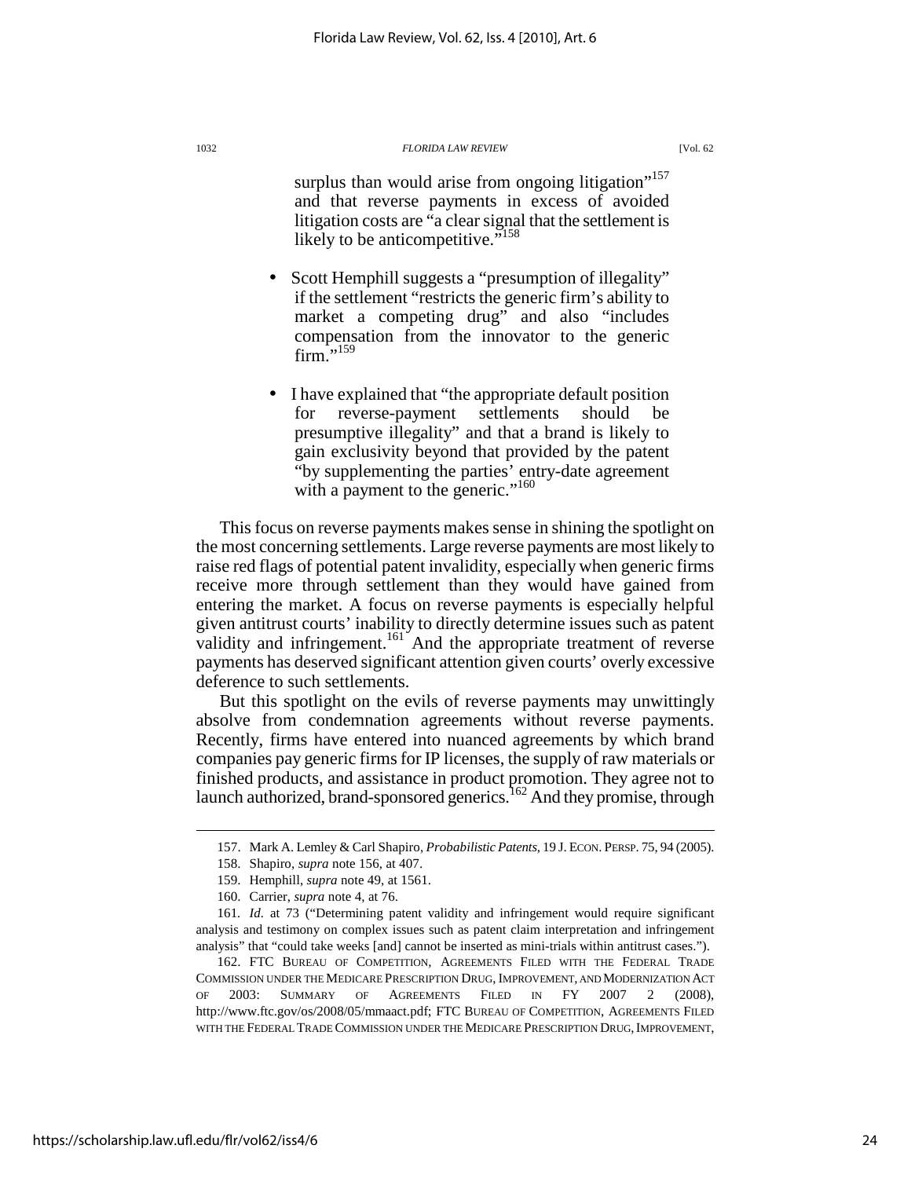surplus than would arise from ongoing litigation"[157] and that reverse payments in excess of avoided litigation costs are "a clear signal that the settlement is likely to be anticompetitive."[158]

- Scott Hemphill suggests a "presumption of illegality" if the settlement "restricts the generic firm's ability to market a competing drug" and also "includes compensation from the innovator to the generic firm."[159]

- I have explained that "the appropriate default position for reverse-payment settlements should be presumptive illegality" and that a brand is likely to gain exclusivity beyond that provided by the patent "by supplementing the parties' entry-date agreement with a payment to the generic."[160]

This focus on reverse payments makes sense in shining the spotlight on the most concerning settlements. Large reverse payments are most likely to raise red flags of potential patent invalidity, especially when generic firms receive more through settlement than they would have gained from entering the market. A focus on reverse payments is especially helpful given antitrust courts' inability to directly determine issues such as patent validity and infringement.[161] And the appropriate treatment of reverse payments has deserved significant attention given courts' overly excessive deference to such settlements.

But this spotlight on the evils of reverse payments may unwittingly absolve from condemnation agreements without reverse payments. Recently, firms have entered into nuanced agreements by which brand companies pay generic firms for IP licenses, the supply of raw materials or finished products, and assistance in product promotion. They agree not to launch authorized, brand-sponsored generics.[162] And they promise, through

---

157. Mark A. Lemley & Carl Shapiro, *Probabilistic Patents*, 19 J. ECON. PERSP. 75, 94 (2005).

158. Shapiro, *supra* note 156, at 407.

159. Hemphill, *supra* note 49, at 1561.

160. Carrier, *supra* note 4, at 76.

161. *Id.* at 73 ("Determining patent validity and infringement would require significant analysis and testimony on complex issues such as patent claim interpretation and infringement analysis" that "could take weeks [and] cannot be inserted as mini-trials within antitrust cases.").

162. FTC BUREAU OF COMPETITION, AGREEMENTS FILED WITH THE FEDERAL TRADE COMMISSION UNDER THE MEDICARE PRESCRIPTION DRUG, IMPROVEMENT, AND MODERNIZATION ACT OF 2003: SUMMARY OF AGREEMENTS FILED IN FY 2007 2 (2008), http://www.ftc.gov/os/2008/05/mmaact.pdf; FTC BUREAU OF COMPETITION, AGREEMENTS FILED WITH THE FEDERAL TRADE COMMISSION UNDER THE MEDICARE PRESCRIPTION DRUG, IMPROVEMENT,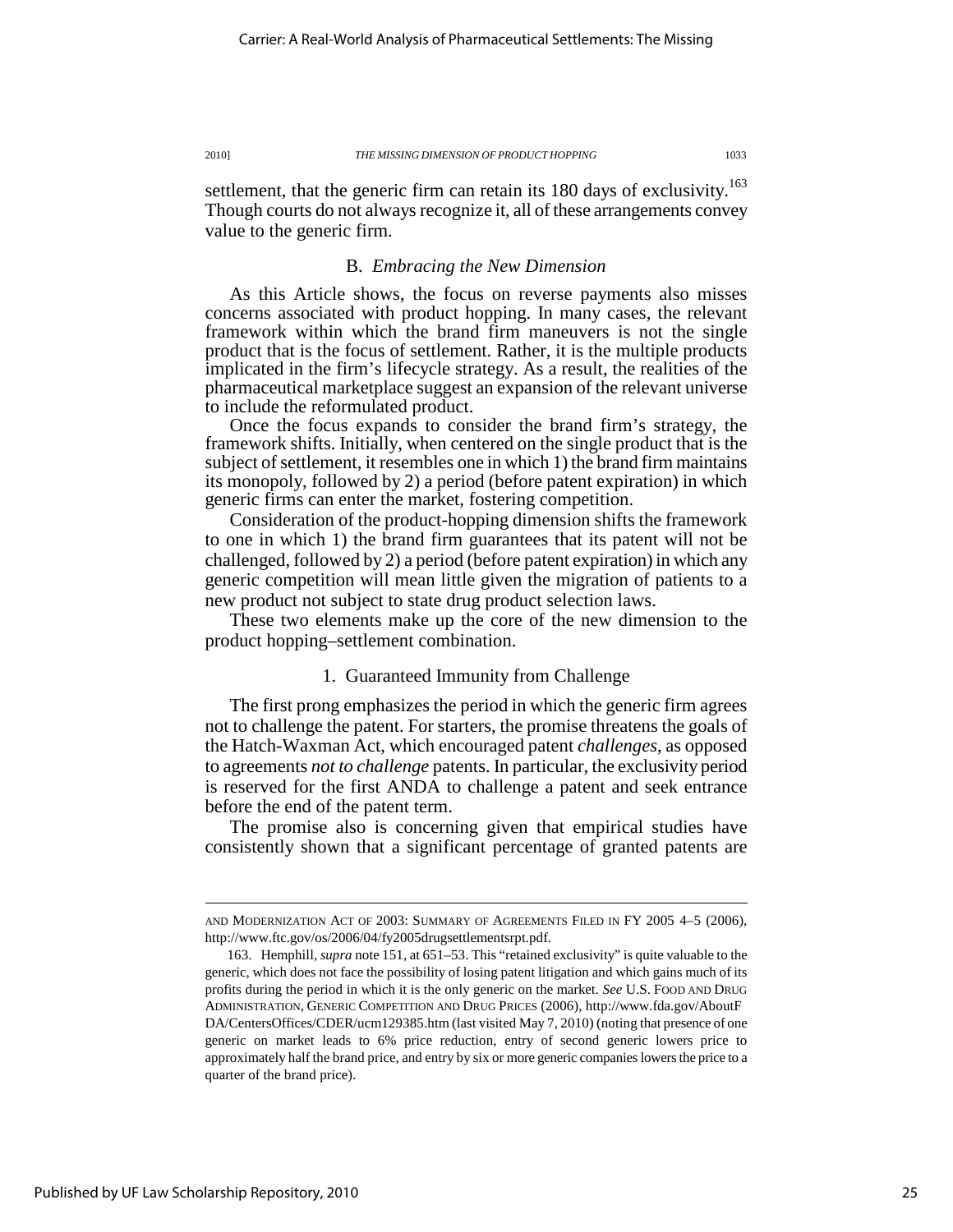settlement, that the generic firm can retain its 180 days of exclusivity.[163] Though courts do not always recognize it, all of these arrangements convey value to the generic firm.

## B. *Embracing the New Dimension*

As this Article shows, the focus on reverse payments also misses concerns associated with product hopping. In many cases, the relevant framework within which the brand firm maneuvers is not the single product that is the focus of settlement. Rather, it is the multiple products implicated in the firm's lifecycle strategy. As a result, the realities of the pharmaceutical marketplace suggest an expansion of the relevant universe to include the reformulated product.

Once the focus expands to consider the brand firm's strategy, the framework shifts. Initially, when centered on the single product that is the subject of settlement, it resembles one in which 1) the brand firm maintains its monopoly, followed by 2) a period (before patent expiration) in which generic firms can enter the market, fostering competition.

Consideration of the product-hopping dimension shifts the framework to one in which 1) the brand firm guarantees that its patent will not be challenged, followed by 2) a period (before patent expiration) in which any generic competition will mean little given the migration of patients to a new product not subject to state drug product selection laws.

These two elements make up the core of the new dimension to the product hopping–settlement combination.

### 1. Guaranteed Immunity from Challenge

The first prong emphasizes the period in which the generic firm agrees not to challenge the patent. For starters, the promise threatens the goals of the Hatch-Waxman Act, which encouraged patent *challenges*, as opposed to agreements *not to challenge* patents. In particular, the exclusivity period is reserved for the first ANDA to challenge a patent and seek entrance before the end of the patent term.

The promise also is concerning given that empirical studies have consistently shown that a significant percentage of granted patents are

---

AND MODERNIZATION ACT OF 2003: SUMMARY OF AGREEMENTS FILED IN FY 2005 4–5 (2006), http://www.ftc.gov/os/2006/04/fy2005drugsettlementsrpt.pdf.

163. Hemphill, *supra* note 151, at 651–53. This "retained exclusivity" is quite valuable to the generic, which does not face the possibility of losing patent litigation and which gains much of its profits during the period in which it is the only generic on the market. *See* U.S. FOOD AND DRUG ADMINISTRATION, GENERIC COMPETITION AND DRUG PRICES (2006), http://www.fda.gov/AboutFDA/CentersOffices/CDER/ucm129385.htm (last visited May 7, 2010) (noting that presence of one generic on market leads to 6% price reduction, entry of second generic lowers price to approximately half the brand price, and entry by six or more generic companies lowers the price to a quarter of the brand price).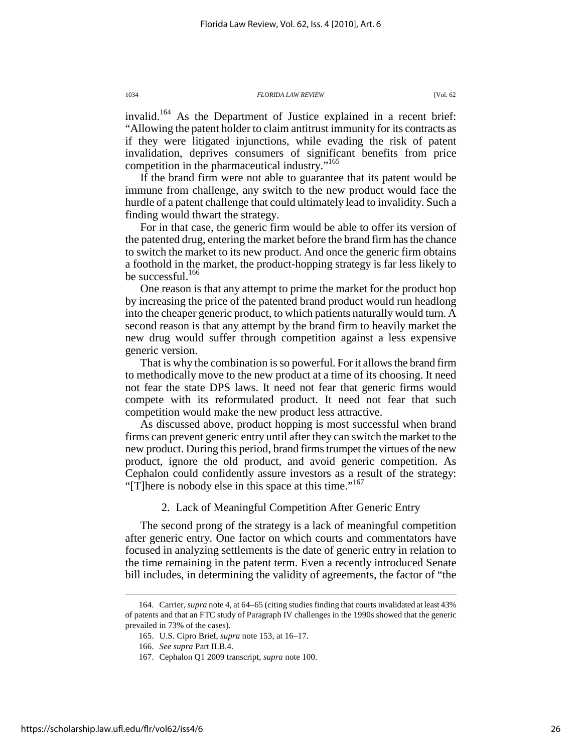invalid.[164] As the Department of Justice explained in a recent brief: "Allowing the patent holder to claim antitrust immunity for its contracts as if they were litigated injunctions, while evading the risk of patent invalidation, deprives consumers of significant benefits from price competition in the pharmaceutical industry."[165]

If the brand firm were not able to guarantee that its patent would be immune from challenge, any switch to the new product would face the hurdle of a patent challenge that could ultimately lead to invalidity. Such a finding would thwart the strategy.

For in that case, the generic firm would be able to offer its version of the patented drug, entering the market before the brand firm has the chance to switch the market to its new product. And once the generic firm obtains a foothold in the market, the product-hopping strategy is far less likely to be successful.[166]

One reason is that any attempt to prime the market for the product hop by increasing the price of the patented brand product would run headlong into the cheaper generic product, to which patients naturally would turn. A second reason is that any attempt by the brand firm to heavily market the new drug would suffer through competition against a less expensive generic version.

That is why the combination is so powerful. For it allows the brand firm to methodically move to the new product at a time of its choosing. It need not fear the state DPS laws. It need not fear that generic firms would compete with its reformulated product. It need not fear that such competition would make the new product less attractive.

As discussed above, product hopping is most successful when brand firms can prevent generic entry until after they can switch the market to the new product. During this period, brand firms trumpet the virtues of the new product, ignore the old product, and avoid generic competition. As Cephalon could confidently assure investors as a result of the strategy: "[T]here is nobody else in this space at this time."[167]

### 2. Lack of Meaningful Competition After Generic Entry

The second prong of the strategy is a lack of meaningful competition after generic entry. One factor on which courts and commentators have focused in analyzing settlements is the date of generic entry in relation to the time remaining in the patent term. Even a recently introduced Senate bill includes, in determining the validity of agreements, the factor of "the

---

164. Carrier, *supra* note 4, at 64–65 (citing studies finding that courts invalidated at least 43% of patents and that an FTC study of Paragraph IV challenges in the 1990s showed that the generic prevailed in 73% of the cases).

165. U.S. Cipro Brief, *supra* note 153, at 16–17.

166. *See supra* Part II.B.4.

167. Cephalon Q1 2009 transcript, *supra* note 100.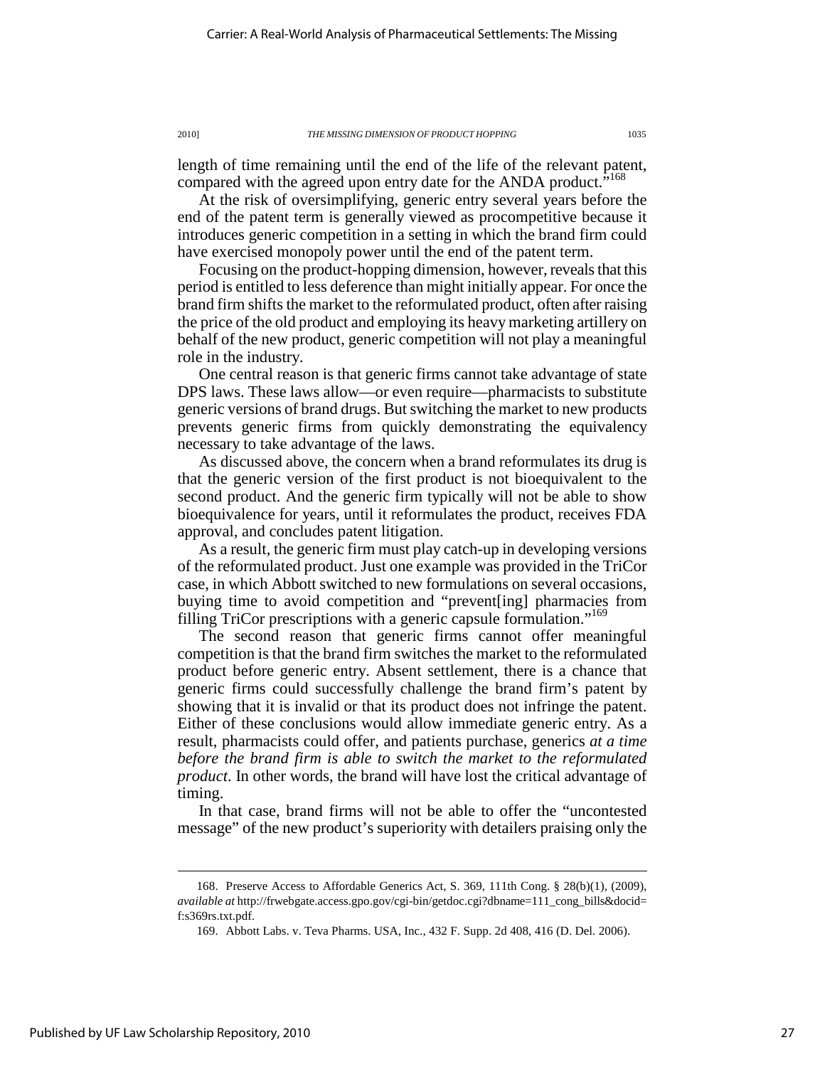length of time remaining until the end of the life of the relevant patent, compared with the agreed upon entry date for the ANDA product."[168]

At the risk of oversimplifying, generic entry several years before the end of the patent term is generally viewed as procompetitive because it introduces generic competition in a setting in which the brand firm could have exercised monopoly power until the end of the patent term.

Focusing on the product-hopping dimension, however, reveals that this period is entitled to less deference than might initially appear. For once the brand firm shifts the market to the reformulated product, often after raising the price of the old product and employing its heavy marketing artillery on behalf of the new product, generic competition will not play a meaningful role in the industry.

One central reason is that generic firms cannot take advantage of state DPS laws. These laws allow—or even require—pharmacists to substitute generic versions of brand drugs. But switching the market to new products prevents generic firms from quickly demonstrating the equivalency necessary to take advantage of the laws.

As discussed above, the concern when a brand reformulates its drug is that the generic version of the first product is not bioequivalent to the second product. And the generic firm typically will not be able to show bioequivalence for years, until it reformulates the product, receives FDA approval, and concludes patent litigation.

As a result, the generic firm must play catch-up in developing versions of the reformulated product. Just one example was provided in the TriCor case, in which Abbott switched to new formulations on several occasions, buying time to avoid competition and "prevent[ing] pharmacies from filling TriCor prescriptions with a generic capsule formulation."[169]

The second reason that generic firms cannot offer meaningful competition is that the brand firm switches the market to the reformulated product before generic entry. Absent settlement, there is a chance that generic firms could successfully challenge the brand firm's patent by showing that it is invalid or that its product does not infringe the patent. Either of these conclusions would allow immediate generic entry. As a result, pharmacists could offer, and patients purchase, generics *at a time before the brand firm is able to switch the market to the reformulated product*. In other words, the brand will have lost the critical advantage of timing.

In that case, brand firms will not be able to offer the "uncontested message" of the new product's superiority with detailers praising only the

---

168. Preserve Access to Affordable Generics Act, S. 369, 111th Cong. § 28(b)(1), (2009), *available at* http://frwebgate.access.gpo.gov/cgi-bin/getdoc.cgi?dbname=111_cong_bills&docid=f:s369rs.txt.pdf.

169. Abbott Labs. v. Teva Pharms. USA, Inc., 432 F. Supp. 2d 408, 416 (D. Del. 2006).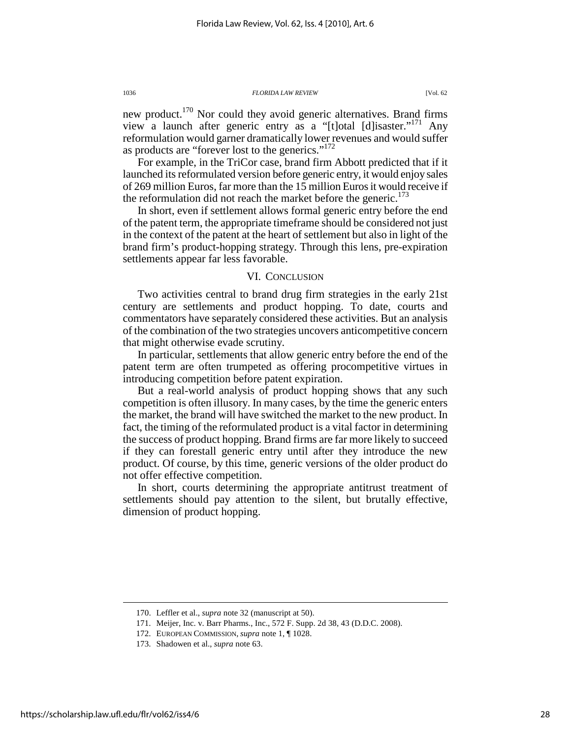new product.[170] Nor could they avoid generic alternatives. Brand firms view a launch after generic entry as a "[t]otal [d]isaster."[171] Any reformulation would garner dramatically lower revenues and would suffer as products are "forever lost to the generics."[172]

For example, in the TriCor case, brand firm Abbott predicted that if it launched its reformulated version before generic entry, it would enjoy sales of 269 million Euros, far more than the 15 million Euros it would receive if the reformulation did not reach the market before the generic.[173]

In short, even if settlement allows formal generic entry before the end of the patent term, the appropriate timeframe should be considered not just in the context of the patent at the heart of settlement but also in light of the brand firm's product-hopping strategy. Through this lens, pre-expiration settlements appear far less favorable.

## VI. CONCLUSION

Two activities central to brand drug firm strategies in the early 21st century are settlements and product hopping. To date, courts and commentators have separately considered these activities. But an analysis of the combination of the two strategies uncovers anticompetitive concern that might otherwise evade scrutiny.

In particular, settlements that allow generic entry before the end of the patent term are often trumpeted as offering procompetitive virtues in introducing competition before patent expiration.

But a real-world analysis of product hopping shows that any such competition is often illusory. In many cases, by the time the generic enters the market, the brand will have switched the market to the new product. In fact, the timing of the reformulated product is a vital factor in determining the success of product hopping. Brand firms are far more likely to succeed if they can forestall generic entry until after they introduce the new product. Of course, by this time, generic versions of the older product do not offer effective competition.

In short, courts determining the appropriate antitrust treatment of settlements should pay attention to the silent, but brutally effective, dimension of product hopping.

---

170. Leffler et al., *supra* note 32 (manuscript at 50).

171. Meijer, Inc. v. Barr Pharms., Inc., 572 F. Supp. 2d 38, 43 (D.D.C. 2008).

172. EUROPEAN COMMISSION, *supra* note 1, ¶ 1028.

173. Shadowen et al., *supra* note 63.